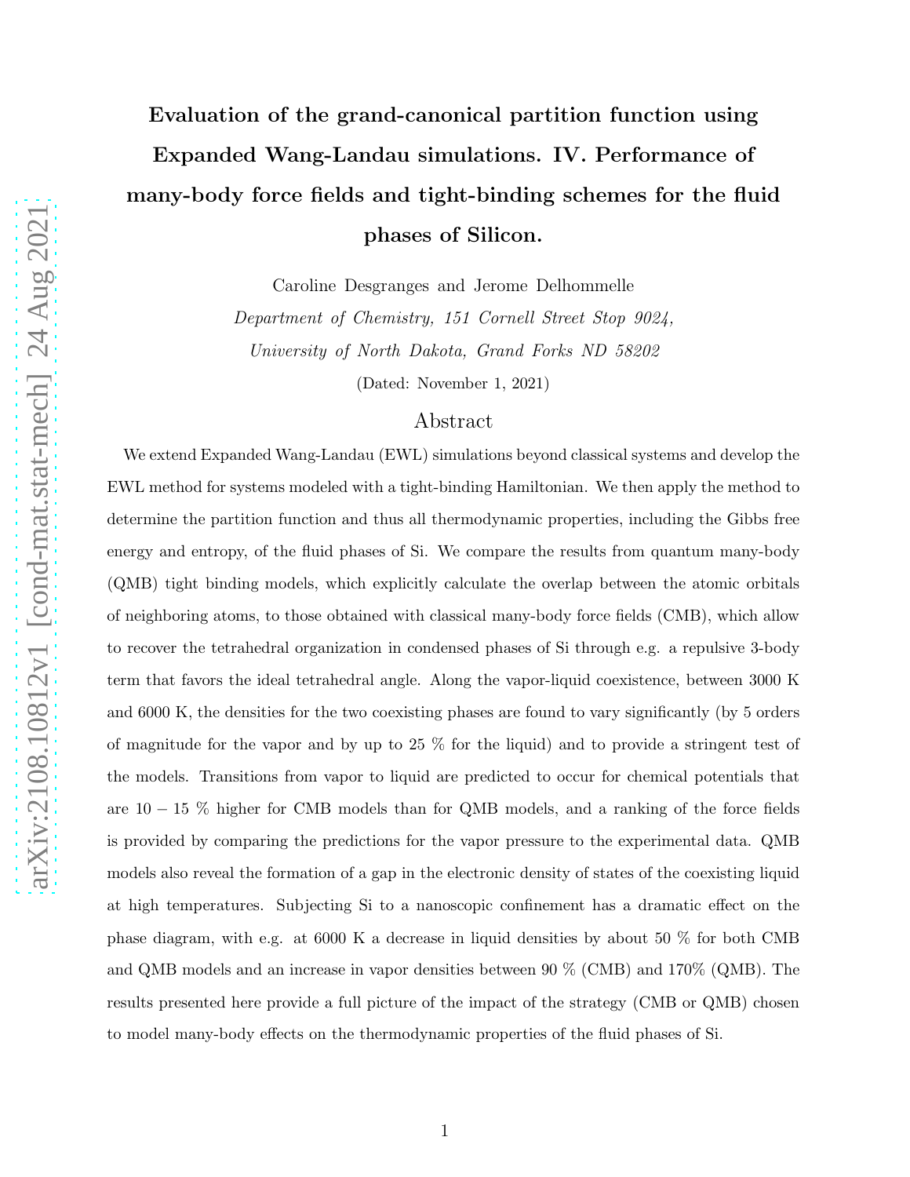# Evaluation of the grand-canonical partition function using Expanded Wang-Landau simulations. IV. Performance of many-body force fields and tight-binding schemes for the fluid phases of Silicon.

Caroline Desgranges and Jerome Delhommelle

*Department of Chemistry, 151 Cornell Street Stop 9024,*
*University of North Dakota, Grand Forks ND 58202*

(Dated: November 1, 2021)

## Abstract

We extend Expanded Wang-Landau (EWL) simulations beyond classical systems and develop the EWL method for systems modeled with a tight-binding Hamiltonian. We then apply the method to determine the partition function and thus all thermodynamic properties, including the Gibbs free energy and entropy, of the fluid phases of Si. We compare the results from quantum many-body (QMB) tight binding models, which explicitly calculate the overlap between the atomic orbitals of neighboring atoms, to those obtained with classical many-body force fields (CMB), which allow to recover the tetrahedral organization in condensed phases of Si through e.g. a repulsive 3-body term that favors the ideal tetrahedral angle. Along the vapor-liquid coexistence, between 3000 K and 6000 K, the densities for the two coexisting phases are found to vary significantly (by 5 orders of magnitude for the vapor and by up to 25 % for the liquid) and to provide a stringent test of the models. Transitions from vapor to liquid are predicted to occur for chemical potentials that are $10-15$ % higher for CMB models than for QMB models, and a ranking of the force fields is provided by comparing the predictions for the vapor pressure to the experimental data. QMB models also reveal the formation of a gap in the electronic density of states of the coexisting liquid at high temperatures. Subjecting Si to a nanoscopic confinement has a dramatic effect on the phase diagram, with e.g. at 6000 K a decrease in liquid densities by about 50 % for both CMB and QMB models and an increase in vapor densities between 90 % (CMB) and 170% (QMB). The results presented here provide a full picture of the impact of the strategy (CMB or QMB) chosen to model many-body effects on the thermodynamic properties of the fluid phases of Si.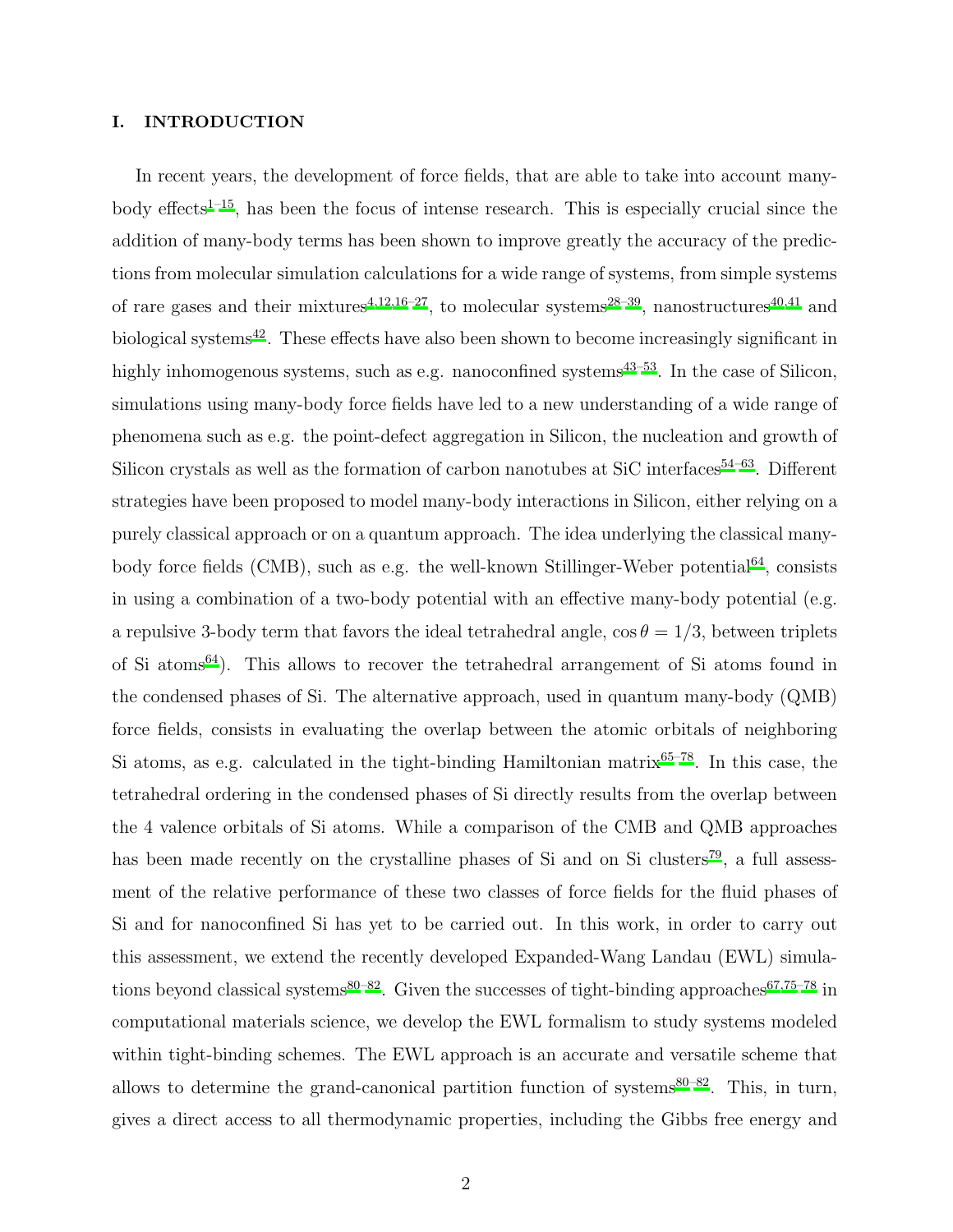## I. INTRODUCTION

In recent years, the development of force fields, that are able to take into account many-body effects[1–15], has been the focus of intense research. This is especially crucial since the addition of many-body terms has been shown to improve greatly the accuracy of the predictions from molecular simulation calculations for a wide range of systems, from simple systems of rare gases and their mixtures[4,12,16–27], to molecular systems[28–39], nanostructures[40,41] and biological systems[42]. These effects have also been shown to become increasingly significant in highly inhomogenous systems, such as e.g. nanoconfined systems[43–53]. In the case of Silicon, simulations using many-body force fields have led to a new understanding of a wide range of phenomena such as e.g. the point-defect aggregation in Silicon, the nucleation and growth of Silicon crystals as well as the formation of carbon nanotubes at SiC interfaces[54–63]. Different strategies have been proposed to model many-body interactions in Silicon, either relying on a purely classical approach or on a quantum approach. The idea underlying the classical many-body force fields (CMB), such as e.g. the well-known Stillinger-Weber potential[64], consists in using a combination of a two-body potential with an effective many-body potential (e.g. a repulsive 3-body term that favors the ideal tetrahedral angle, $\cos\theta = 1/3$, between triplets of Si atoms[64]). This allows to recover the tetrahedral arrangement of Si atoms found in the condensed phases of Si. The alternative approach, used in quantum many-body (QMB) force fields, consists in evaluating the overlap between the atomic orbitals of neighboring Si atoms, as e.g. calculated in the tight-binding Hamiltonian matrix[65–78]. In this case, the tetrahedral ordering in the condensed phases of Si directly results from the overlap between the 4 valence orbitals of Si atoms. While a comparison of the CMB and QMB approaches has been made recently on the crystalline phases of Si and on Si clusters[79], a full assessment of the relative performance of these two classes of force fields for the fluid phases of Si and for nanoconfined Si has yet to be carried out. In this work, in order to carry out this assessment, we extend the recently developed Expanded-Wang Landau (EWL) simulations beyond classical systems[80–82]. Given the successes of tight-binding approaches[67,75–78] in computational materials science, we develop the EWL formalism to study systems modeled within tight-binding schemes. The EWL approach is an accurate and versatile scheme that allows to determine the grand-canonical partition function of systems[80–82]. This, in turn, gives a direct access to all thermodynamic properties, including the Gibbs free energy and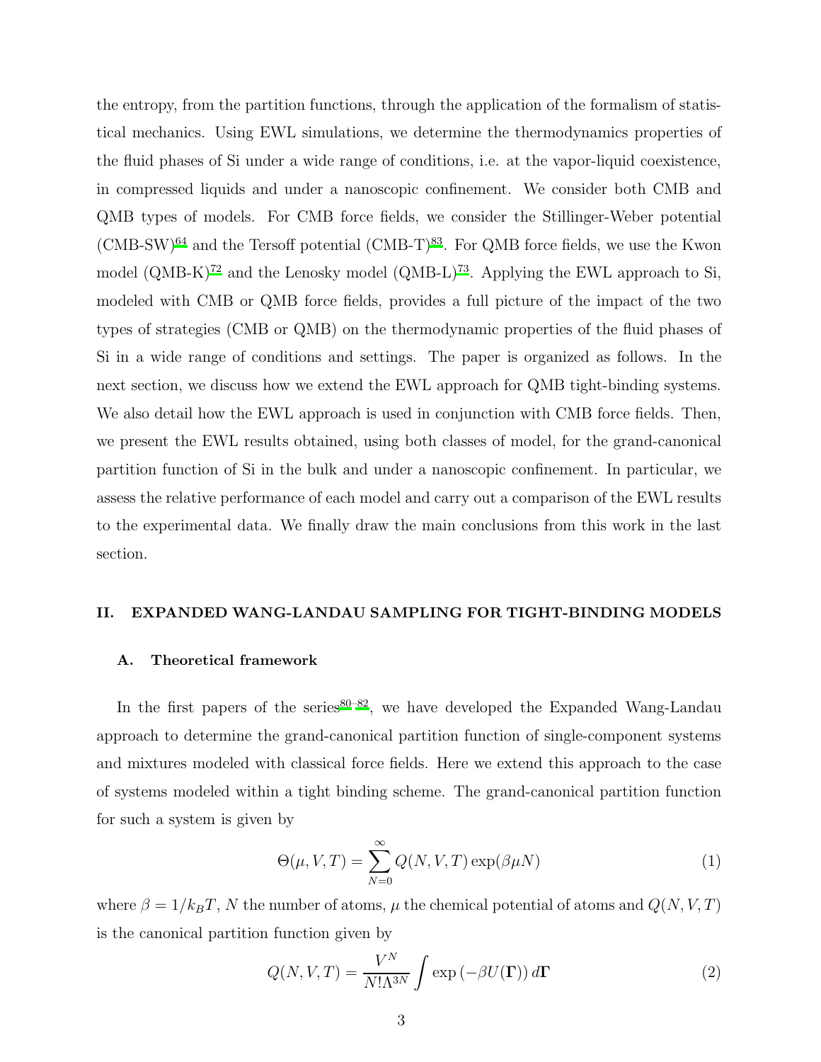the entropy, from the partition functions, through the application of the formalism of statistical mechanics. Using EWL simulations, we determine the thermodynamics properties of the fluid phases of Si under a wide range of conditions, i.e. at the vapor-liquid coexistence, in compressed liquids and under a nanoscopic confinement. We consider both CMB and QMB types of models. For CMB force fields, we consider the Stillinger-Weber potential (CMB-SW)[64] and the Tersoff potential (CMB-T)[83]. For QMB force fields, we use the Kwon model (QMB-K)[72] and the Lenosky model (QMB-L)[73]. Applying the EWL approach to Si, modeled with CMB or QMB force fields, provides a full picture of the impact of the two types of strategies (CMB or QMB) on the thermodynamic properties of the fluid phases of Si in a wide range of conditions and settings. The paper is organized as follows. In the next section, we discuss how we extend the EWL approach for QMB tight-binding systems. We also detail how the EWL approach is used in conjunction with CMB force fields. Then, we present the EWL results obtained, using both classes of model, for the grand-canonical partition function of Si in the bulk and under a nanoscopic confinement. In particular, we assess the relative performance of each model and carry out a comparison of the EWL results to the experimental data. We finally draw the main conclusions from this work in the last section.

## II. EXPANDED WANG-LANDAU SAMPLING FOR TIGHT-BINDING MODELS

### A. Theoretical framework

In the first papers of the series[80–82], we have developed the Expanded Wang-Landau approach to determine the grand-canonical partition function of single-component systems and mixtures modeled with classical force fields. Here we extend this approach to the case of systems modeled within a tight binding scheme. The grand-canonical partition function for such a system is given by

$$\Theta(\mu, V, T) = \sum_{N=0}^{\infty} Q(N, V, T) \exp(\beta \mu N) \tag{1}$$

where $\beta = 1/k_B T$, $N$ the number of atoms, $\mu$ the chemical potential of atoms and $Q(N, V, T)$ is the canonical partition function given by

$$Q(N, V, T) = \frac{V^N}{N! \Lambda^{3N}} \int \exp\left(-\beta U(\mathbf{\Gamma})\right) d\mathbf{\Gamma} \tag{2}$$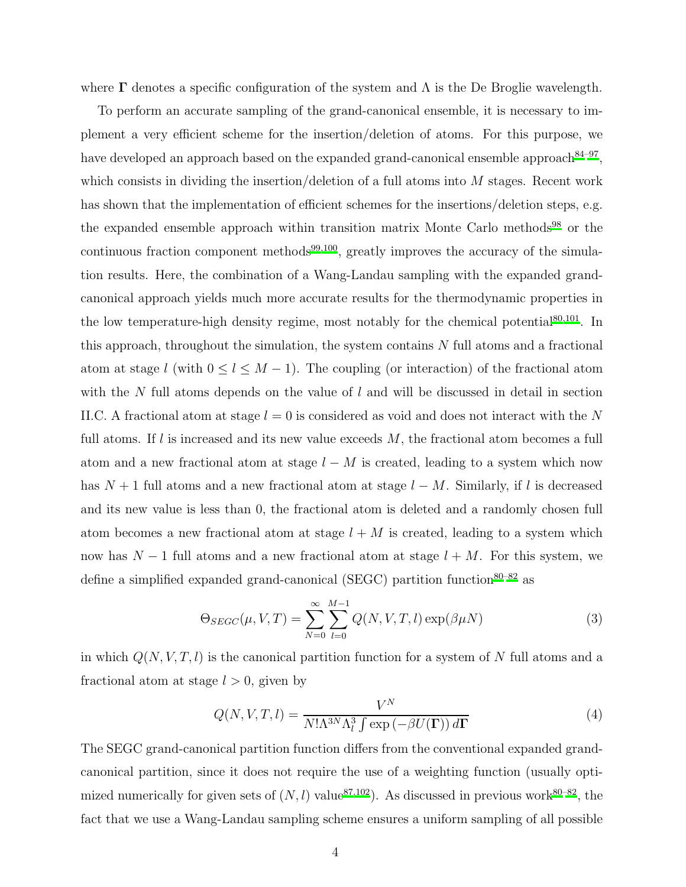where $\mathbf{\Gamma}$ denotes a specific configuration of the system and $\Lambda$ is the De Broglie wavelength.

To perform an accurate sampling of the grand-canonical ensemble, it is necessary to implement a very efficient scheme for the insertion/deletion of atoms. For this purpose, we have developed an approach based on the expanded grand-canonical ensemble approach[84–97], which consists in dividing the insertion/deletion of a full atoms into $M$ stages. Recent work has shown that the implementation of efficient schemes for the insertions/deletion steps, e.g. the expanded ensemble approach within transition matrix Monte Carlo methods[98] or the continuous fraction component methods[99,100], greatly improves the accuracy of the simulation results. Here, the combination of a Wang-Landau sampling with the expanded grand-canonical approach yields much more accurate results for the thermodynamic properties in the low temperature-high density regime, most notably for the chemical potential[80,101]. In this approach, throughout the simulation, the system contains $N$ full atoms and a fractional atom at stage $l$ (with $0 \leq l \leq M-1$). The coupling (or interaction) of the fractional atom with the $N$ full atoms depends on the value of $l$ and will be discussed in detail in section II.C. A fractional atom at stage $l = 0$ is considered as void and does not interact with the $N$ full atoms. If $l$ is increased and its new value exceeds $M$, the fractional atom becomes a full atom and a new fractional atom at stage $l - M$ is created, leading to a system which now has $N + 1$ full atoms and a new fractional atom at stage $l - M$. Similarly, if $l$ is decreased and its new value is less than 0, the fractional atom is deleted and a randomly chosen full atom becomes a new fractional atom at stage $l + M$ is created, leading to a system which now has $N - 1$ full atoms and a new fractional atom at stage $l + M$. For this system, we define a simplified expanded grand-canonical (SEGC) partition function[80–82] as

$$\Theta_{SEGC}(\mu, V, T) = \sum_{N=0}^{\infty} \sum_{l=0}^{M-1} Q(N, V, T, l) \exp(\beta \mu N) \tag{3}$$

in which $Q(N, V, T, l)$ is the canonical partition function for a system of $N$ full atoms and a fractional atom at stage $l > 0$, given by

$$Q(N, V, T, l) = \frac{V^N}{N! \Lambda^{3N} \Lambda_l^3 \int \exp\left(-\beta U(\mathbf{\Gamma})\right) d\mathbf{\Gamma}} \tag{4}$$

The SEGC grand-canonical partition function differs from the conventional expanded grand-canonical partition, since it does not require the use of a weighting function (usually optimized numerically for given sets of $(N, l)$ value[87,102]). As discussed in previous work[80–82], the fact that we use a Wang-Landau sampling scheme ensures a uniform sampling of all possible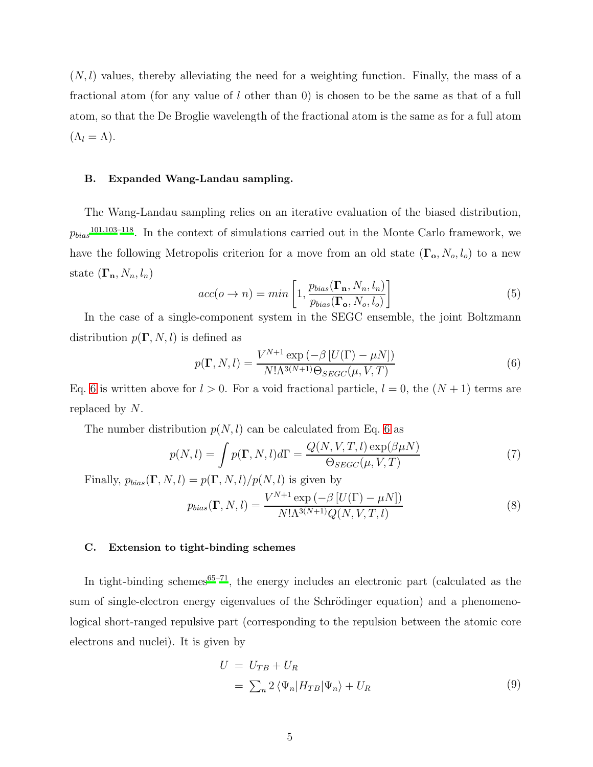$(N, l)$ values, thereby alleviating the need for a weighting function. Finally, the mass of a fractional atom (for any value of $l$ other than 0) is chosen to be the same as that of a full atom, so that the De Broglie wavelength of the fractional atom is the same as for a full atom ($\Lambda_l = \Lambda$).

### B. Expanded Wang-Landau sampling.

The Wang-Landau sampling relies on an iterative evaluation of the biased distribution, $p_{bias}$[101,103–118]. In the context of simulations carried out in the Monte Carlo framework, we have the following Metropolis criterion for a move from an old state $(\mathbf{\Gamma_o}, N_o, l_o)$ to a new state $(\mathbf{\Gamma_n}, N_n, l_n)$

$$acc(o \rightarrow n) = min\left[1, \frac{p_{bias}(\mathbf{\Gamma_n}, N_n, l_n)}{p_{bias}(\mathbf{\Gamma_o}, N_o, l_o)}\right] \tag{5}$$

In the case of a single-component system in the SEGC ensemble, the joint Boltzmann distribution $p(\mathbf{\Gamma}, N, l)$ is defined as

$$p(\mathbf{\Gamma}, N, l) = \frac{V^{N+1}\exp\left(-\beta\left[U(\Gamma) - \mu N\right]\right)}{N!\Lambda^{3(N+1)}\Theta_{SEGC}(\mu, V, T)} \tag{6}$$

Eq. 6 is written above for $l > 0$. For a void fractional particle, $l = 0$, the $(N + 1)$ terms are replaced by $N$.

The number distribution $p(N, l)$ can be calculated from Eq. 6 as

$$p(N, l) = \int p(\mathbf{\Gamma}, N, l)d\Gamma = \frac{Q(N, V, T, l)\exp(\beta\mu N)}{\Theta_{SEGC}(\mu, V, T)} \tag{7}$$

Finally, $p_{bias}(\mathbf{\Gamma}, N, l) = p(\mathbf{\Gamma}, N, l)/p(N, l)$ is given by

$$p_{bias}(\mathbf{\Gamma}, N, l) = \frac{V^{N+1}\exp\left(-\beta\left[U(\Gamma) - \mu N\right]\right)}{N!\Lambda^{3(N+1)}Q(N, V, T, l)} \tag{8}$$

### C. Extension to tight-binding schemes

In tight-binding schemes[65–71], the energy includes an electronic part (calculated as the sum of single-electron energy eigenvalues of the Schrödinger equation) and a phenomenological short-ranged repulsive part (corresponding to the repulsion between the atomic core electrons and nuclei). It is given by

$$\begin{aligned} U &= U_{TB} + U_R \\ &= \textstyle\sum_n 2\langle\Psi_n|H_{TB}|\Psi_n\rangle + U_R \end{aligned} \tag{9}$$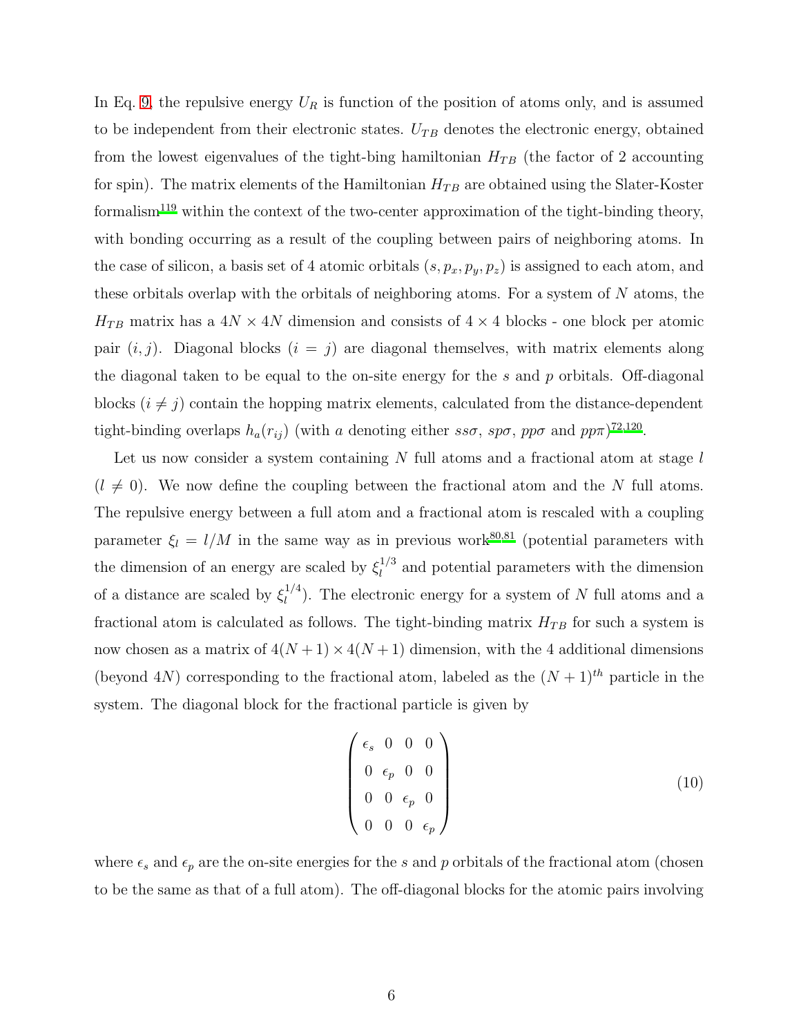In Eq. 9, the repulsive energy $U_R$ is function of the position of atoms only, and is assumed to be independent from their electronic states. $U_{TB}$ denotes the electronic energy, obtained from the lowest eigenvalues of the tight-bing hamiltonian $H_{TB}$ (the factor of 2 accounting for spin). The matrix elements of the Hamiltonian $H_{TB}$ are obtained using the Slater-Koster formalism[119] within the context of the two-center approximation of the tight-binding theory, with bonding occurring as a result of the coupling between pairs of neighboring atoms. In the case of silicon, a basis set of 4 atomic orbitals $(s, p_x, p_y, p_z)$ is assigned to each atom, and these orbitals overlap with the orbitals of neighboring atoms. For a system of $N$ atoms, the $H_{TB}$ matrix has a $4N \times 4N$ dimension and consists of $4 \times 4$ blocks - one block per atomic pair $(i, j)$. Diagonal blocks $(i = j)$ are diagonal themselves, with matrix elements along the diagonal taken to be equal to the on-site energy for the $s$ and $p$ orbitals. Off-diagonal blocks $(i \neq j)$ contain the hopping matrix elements, calculated from the distance-dependent tight-binding overlaps $h_a(r_{ij})$ (with $a$ denoting either $ss\sigma$, $sp\sigma$, $pp\sigma$ and $pp\pi$)[72,120].

Let us now consider a system containing $N$ full atoms and a fractional atom at stage $l$ $(l \neq 0)$. We now define the coupling between the fractional atom and the $N$ full atoms. The repulsive energy between a full atom and a fractional atom is rescaled with a coupling parameter $\xi_l = l/M$ in the same way as in previous work[80,81] (potential parameters with the dimension of an energy are scaled by $\xi_l^{1/3}$ and potential parameters with the dimension of a distance are scaled by $\xi_l^{1/4}$). The electronic energy for a system of $N$ full atoms and a fractional atom is calculated as follows. The tight-binding matrix $H_{TB}$ for such a system is now chosen as a matrix of $4(N+1) \times 4(N+1)$ dimension, with the 4 additional dimensions (beyond $4N$) corresponding to the fractional atom, labeled as the $(N+1)^{th}$ particle in the system. The diagonal block for the fractional particle is given by

$$\begin{pmatrix} \epsilon_s & 0 & 0 & 0 \\ 0 & \epsilon_p & 0 & 0 \\ 0 & 0 & \epsilon_p & 0 \\ 0 & 0 & 0 & \epsilon_p \end{pmatrix} \tag{10}$$

where $\epsilon_s$ and $\epsilon_p$ are the on-site energies for the $s$ and $p$ orbitals of the fractional atom (chosen to be the same as that of a full atom). The off-diagonal blocks for the atomic pairs involving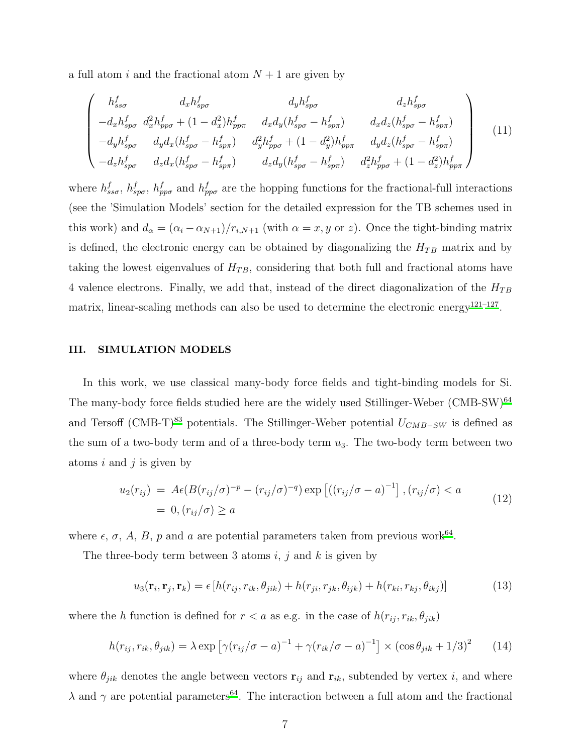a full atom $i$ and the fractional atom $N+1$ are given by

$$
\begin{pmatrix}
h^f_{ss\sigma} & d_x h^f_{sp\sigma} & d_y h^f_{sp\sigma} & d_z h^f_{sp\sigma} \\
-d_x h^f_{sp\sigma} & d_x^2 h^f_{pp\sigma} + (1-d_x^2) h^f_{pp\pi} & d_x d_y (h^f_{sp\sigma} - h^f_{sp\pi}) & d_x d_z (h^f_{sp\sigma} - h^f_{sp\pi}) \\
-d_y h^f_{sp\sigma} & d_y d_x (h^f_{sp\sigma} - h^f_{sp\pi}) & d_y^2 h^f_{pp\sigma} + (1-d_y^2) h^f_{pp\pi} & d_y d_z (h^f_{sp\sigma} - h^f_{sp\pi}) \\
-d_z h^f_{sp\sigma} & d_z d_x (h^f_{sp\sigma} - h^f_{sp\pi}) & d_z d_y (h^f_{sp\sigma} - h^f_{sp\pi}) & d_z^2 h^f_{pp\sigma} + (1-d_z^2) h^f_{pp\pi}
\end{pmatrix} \tag{11}
$$

where $h^f_{ss\sigma}$, $h^f_{sp\sigma}$, $h^f_{pp\sigma}$ and $h^f_{pp\sigma}$ are the hopping functions for the fractional-full interactions (see the 'Simulation Models' section for the detailed expression for the TB schemes used in this work) and $d_\alpha = (\alpha_i - \alpha_{N+1})/r_{i,N+1}$ (with $\alpha = x, y$ or $z$). Once the tight-binding matrix is defined, the electronic energy can be obtained by diagonalizing the $H_{TB}$ matrix and by taking the lowest eigenvalues of $H_{TB}$, considering that both full and fractional atoms have 4 valence electrons. Finally, we add that, instead of the direct diagonalization of the $H_{TB}$ matrix, linear-scaling methods can also be used to determine the electronic energy[121–127].

## III. SIMULATION MODELS

In this work, we use classical many-body force fields and tight-binding models for Si. The many-body force fields studied here are the widely used Stillinger-Weber (CMB-SW)[64] and Tersoff (CMB-T)[83] potentials. The Stillinger-Weber potential $U_{CMB-SW}$ is defined as the sum of a two-body term and of a three-body term $u_3$. The two-body term between two atoms $i$ and $j$ is given by

$$
\begin{aligned}
u_2(r_{ij}) &= A\epsilon(B(r_{ij}/\sigma)^{-p} - (r_{ij}/\sigma)^{-q}) \exp\left[((r_{ij}/\sigma - a)^{-1}\right], (r_{ij}/\sigma) < a \\
&= 0, (r_{ij}/\sigma) \geq a
\end{aligned} \tag{12}
$$

where $\epsilon$, $\sigma$, $A$, $B$, $p$ and $a$ are potential parameters taken from previous work[64].

The three-body term between 3 atoms $i$, $j$ and $k$ is given by

$$
u_3(\mathbf{r}_i, \mathbf{r}_j, \mathbf{r}_k) = \epsilon\left[h(r_{ij}, r_{ik}, \theta_{jik}) + h(r_{ji}, r_{jk}, \theta_{ijk}) + h(r_{ki}, r_{kj}, \theta_{ikj})\right] \tag{13}
$$

where the $h$ function is defined for $r < a$ as e.g. in the case of $h(r_{ij}, r_{ik}, \theta_{jik})$

$$
h(r_{ij}, r_{ik}, \theta_{jik}) = \lambda \exp\left[\gamma(r_{ij}/\sigma - a)^{-1} + \gamma(r_{ik}/\sigma - a)^{-1}\right] \times (\cos\theta_{jik} + 1/3)^2 \tag{14}
$$

where $\theta_{jik}$ denotes the angle between vectors $\mathbf{r}_{ij}$ and $\mathbf{r}_{ik}$, subtended by vertex $i$, and where $\lambda$ and $\gamma$ are potential parameters[64]. The interaction between a full atom and the fractional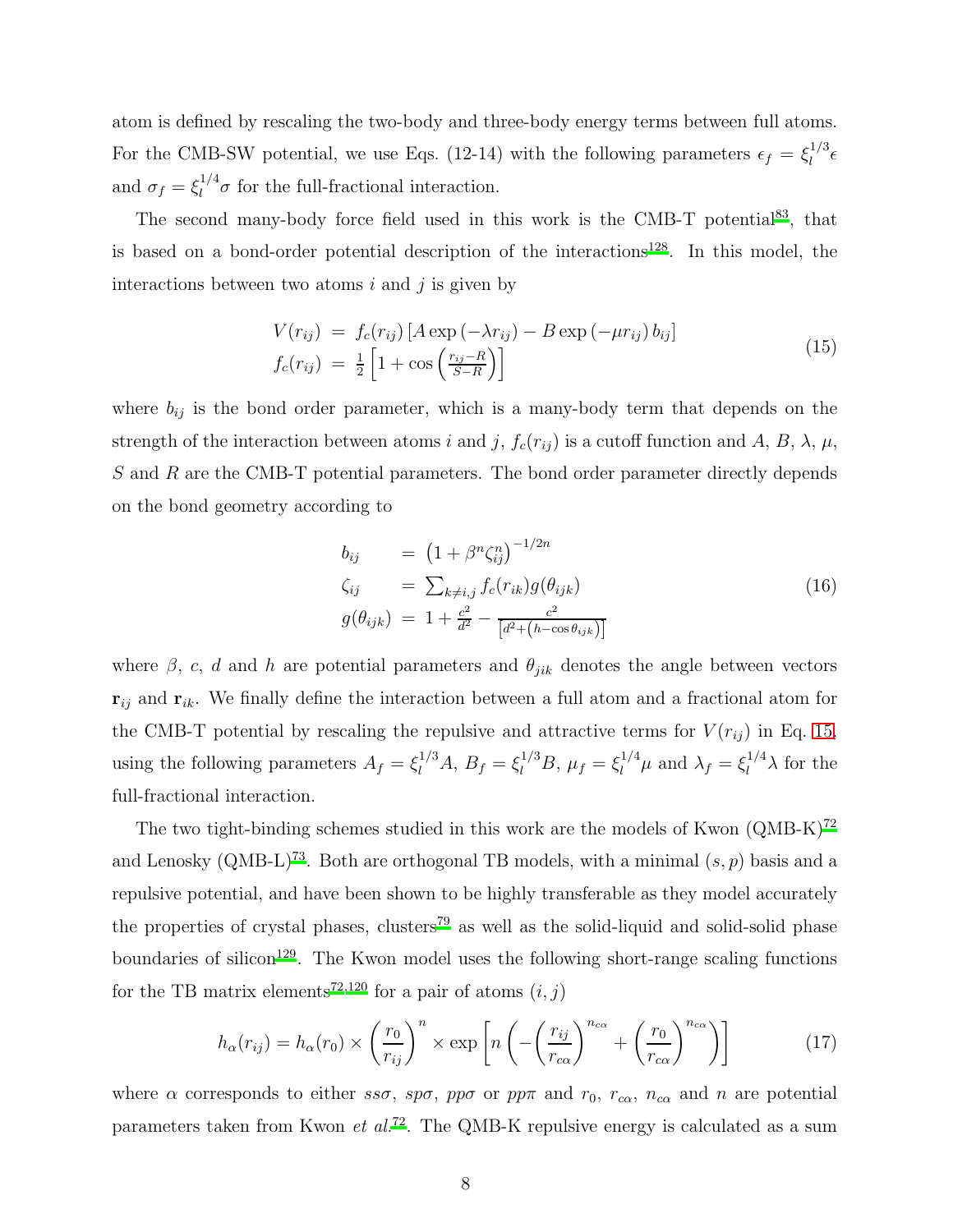atom is defined by rescaling the two-body and three-body energy terms between full atoms. For the CMB-SW potential, we use Eqs. (12-14) with the following parameters $\epsilon_f = \xi_l^{1/3}\epsilon$ and $\sigma_f = \xi_l^{1/4}\sigma$ for the full-fractional interaction.

The second many-body force field used in this work is the CMB-T potential[83], that is based on a bond-order potential description of the interactions[128]. In this model, the interactions between two atoms $i$ and $j$ is given by

$$
\begin{aligned}
V(r_{ij}) &= f_c(r_{ij})\left[A\exp\left(-\lambda r_{ij}\right) - B\exp\left(-\mu r_{ij}\right) b_{ij}\right] \\
f_c(r_{ij}) &= \tfrac{1}{2}\left[1+\cos\left(\tfrac{r_{ij}-R}{S-R}\right)\right]
\end{aligned}
\tag{15}
$$

where $b_{ij}$ is the bond order parameter, which is a many-body term that depends on the strength of the interaction between atoms $i$ and $j$, $f_c(r_{ij})$ is a cutoff function and $A$, $B$, $\lambda$, $\mu$, $S$ and $R$ are the CMB-T potential parameters. The bond order parameter directly depends on the bond geometry according to

$$
\begin{aligned}
b_{ij} &= \left(1+\beta^n\zeta_{ij}^n\right)^{-1/2n} \\
\zeta_{ij} &= \textstyle\sum_{k\neq i,j} f_c(r_{ik})g(\theta_{ijk}) \\
g(\theta_{ijk}) &= 1+\frac{c^2}{d^2}-\frac{c^2}{\left[d^2+\left(h-\cos\theta_{ijk}\right)\right]}
\end{aligned}
\tag{16}
$$

where $\beta$, $c$, $d$ and $h$ are potential parameters and $\theta_{jik}$ denotes the angle between vectors $\mathbf{r}_{ij}$ and $\mathbf{r}_{ik}$. We finally define the interaction between a full atom and a fractional atom for the CMB-T potential by rescaling the repulsive and attractive terms for $V(r_{ij})$ in Eq. 15, using the following parameters $A_f = \xi_l^{1/3}A$, $B_f = \xi_l^{1/3}B$, $\mu_f = \xi_l^{1/4}\mu$ and $\lambda_f = \xi_l^{1/4}\lambda$ for the full-fractional interaction.

The two tight-binding schemes studied in this work are the models of Kwon (QMB-K)[72] and Lenosky (QMB-L)[73]. Both are orthogonal TB models, with a minimal $(s,p)$ basis and a repulsive potential, and have been shown to be highly transferable as they model accurately the properties of crystal phases, clusters[79] as well as the solid-liquid and solid-solid phase boundaries of silicon[129]. The Kwon model uses the following short-range scaling functions for the TB matrix elements[72,120] for a pair of atoms $(i,j)$

$$
h_\alpha(r_{ij}) = h_\alpha(r_0)\times\left(\frac{r_0}{r_{ij}}\right)^n \times \exp\left[n\left(-\left(\frac{r_{ij}}{r_{c\alpha}}\right)^{n_{c\alpha}} + \left(\frac{r_0}{r_{c\alpha}}\right)^{n_{c\alpha}}\right)\right]
\tag{17}
$$

where $\alpha$ corresponds to either $ss\sigma$, $sp\sigma$, $pp\sigma$ or $pp\pi$ and $r_0$, $r_{c\alpha}$, $n_{c\alpha}$ and $n$ are potential parameters taken from Kwon *et al.*[72]. The QMB-K repulsive energy is calculated as a sum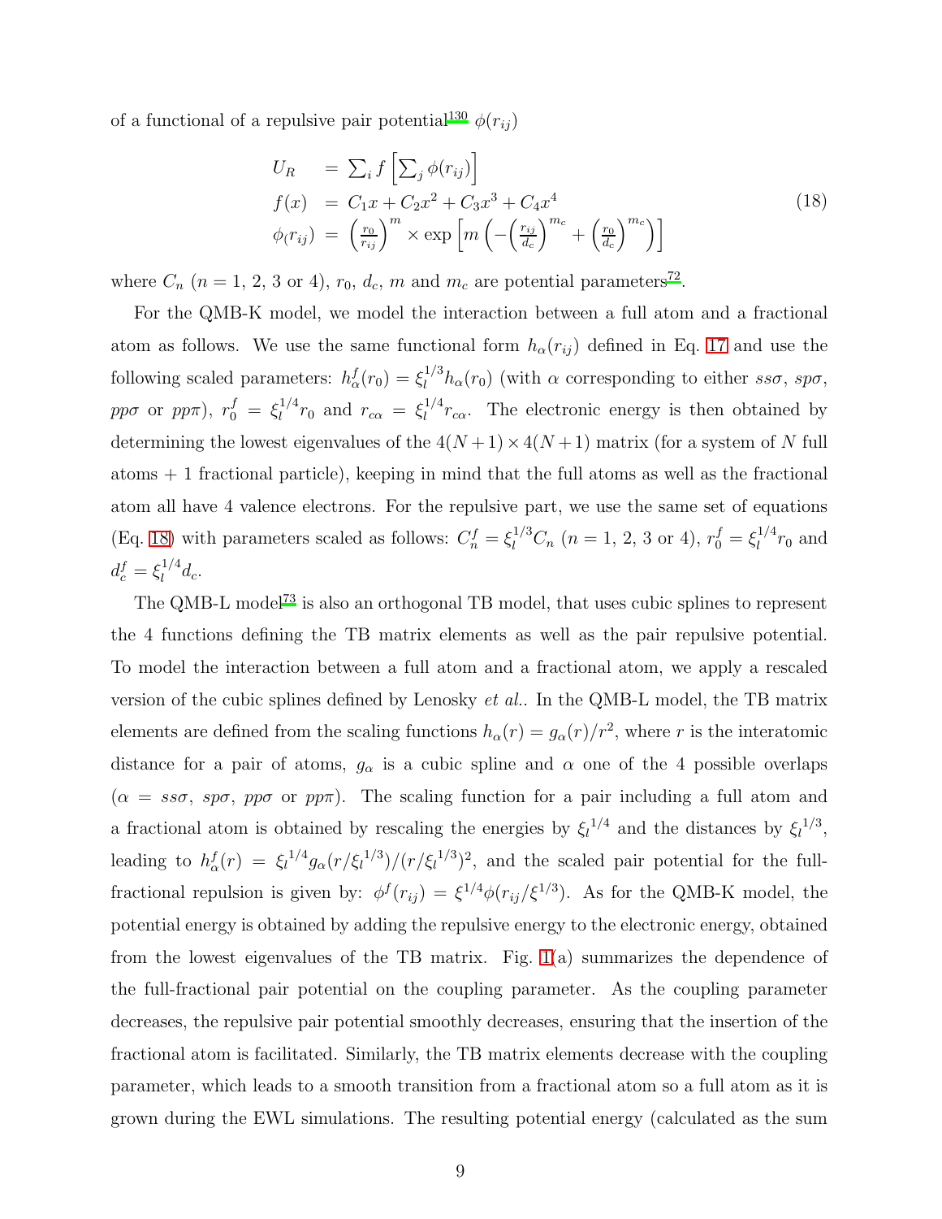of a functional of a repulsive pair potential[130] $\phi(r_{ij})$

$$
\begin{aligned}
U_R &= \sum_i f\left[\sum_j \phi(r_{ij})\right] \\
f(x) &= C_1 x + C_2 x^2 + C_3 x^3 + C_4 x^4 \\
\phi_(r_{ij}) &= \left(\frac{r_0}{r_{ij}}\right)^m \times \exp\left[m\left(-\left(\frac{r_{ij}}{d_c}\right)^{m_c} + \left(\frac{r_0}{d_c}\right)^{m_c}\right)\right]
\end{aligned}
\tag{18}
$$

where $C_n$ ($n = 1$, 2, 3 or 4), $r_0$, $d_c$, $m$ and $m_c$ are potential parameters[72].

For the QMB-K model, we model the interaction between a full atom and a fractional atom as follows. We use the same functional form $h_\alpha(r_{ij})$ defined in Eq. 17 and use the following scaled parameters: $h^f_\alpha(r_0) = \xi_l^{1/3} h_\alpha(r_0)$ (with $\alpha$ corresponding to either $ss\sigma$, $sp\sigma$, $pp\sigma$ or $pp\pi$), $r^f_0 = \xi_l^{1/4} r_0$ and $r_{c\alpha} = \xi_l^{1/4} r_{c\alpha}$. The electronic energy is then obtained by determining the lowest eigenvalues of the $4(N+1) \times 4(N+1)$ matrix (for a system of $N$ full atoms + 1 fractional particle), keeping in mind that the full atoms as well as the fractional atom all have 4 valence electrons. For the repulsive part, we use the same set of equations (Eq. 18) with parameters scaled as follows: $C^f_n = \xi_l^{1/3} C_n$ ($n = 1$, 2, 3 or 4), $r^f_0 = \xi_l^{1/4} r_0$ and $d^f_c = \xi_l^{1/4} d_c$.

The QMB-L model[73] is also an orthogonal TB model, that uses cubic splines to represent the 4 functions defining the TB matrix elements as well as the pair repulsive potential. To model the interaction between a full atom and a fractional atom, we apply a rescaled version of the cubic splines defined by Lenosky *et al.*. In the QMB-L model, the TB matrix elements are defined from the scaling functions $h_\alpha(r) = g_\alpha(r)/r^2$, where $r$ is the interatomic distance for a pair of atoms, $g_\alpha$ is a cubic spline and $\alpha$ one of the 4 possible overlaps ($\alpha = ss\sigma$, $sp\sigma$, $pp\sigma$ or $pp\pi$). The scaling function for a pair including a full atom and a fractional atom is obtained by rescaling the energies by ${\xi_l}^{1/4}$ and the distances by ${\xi_l}^{1/3}$, leading to $h^f_\alpha(r) = {\xi_l}^{1/4} g_\alpha(r/{\xi_l}^{1/3})/(r/{\xi_l}^{1/3})^2$, and the scaled pair potential for the full-fractional repulsion is given by: $\phi^f(r_{ij}) = \xi^{1/4}\phi(r_{ij}/\xi^{1/3})$. As for the QMB-K model, the potential energy is obtained by adding the repulsive energy to the electronic energy, obtained from the lowest eigenvalues of the TB matrix. Fig. 1(a) summarizes the dependence of the full-fractional pair potential on the coupling parameter. As the coupling parameter decreases, the repulsive pair potential smoothly decreases, ensuring that the insertion of the fractional atom is facilitated. Similarly, the TB matrix elements decrease with the coupling parameter, which leads to a smooth transition from a fractional atom so a full atom as it is grown during the EWL simulations. The resulting potential energy (calculated as the sum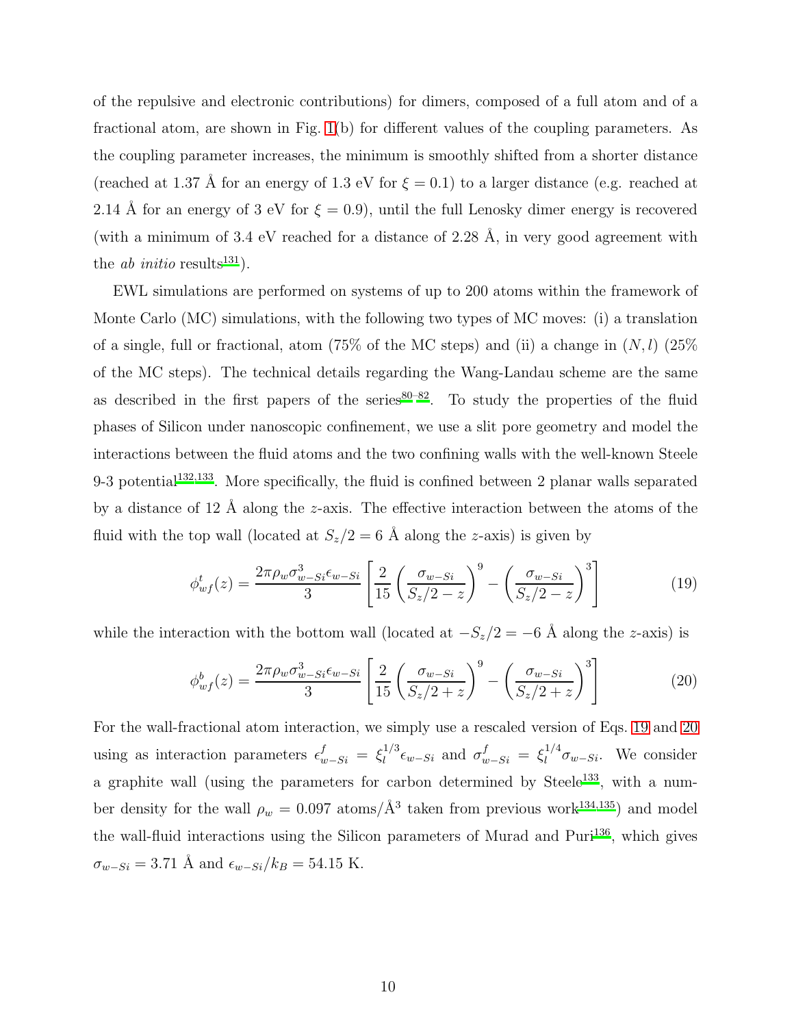of the repulsive and electronic contributions) for dimers, composed of a full atom and of a fractional atom, are shown in Fig. 1(b) for different values of the coupling parameters. As the coupling parameter increases, the minimum is smoothly shifted from a shorter distance (reached at 1.37 Å for an energy of 1.3 eV for $\xi = 0.1$) to a larger distance (e.g. reached at 2.14 Å for an energy of 3 eV for $\xi = 0.9$), until the full Lenosky dimer energy is recovered (with a minimum of 3.4 eV reached for a distance of 2.28 Å, in very good agreement with the *ab initio* results[131]).

EWL simulations are performed on systems of up to 200 atoms within the framework of Monte Carlo (MC) simulations, with the following two types of MC moves: (i) a translation of a single, full or fractional, atom (75% of the MC steps) and (ii) a change in $(N, l)$ (25% of the MC steps). The technical details regarding the Wang-Landau scheme are the same as described in the first papers of the series[80–82]. To study the properties of the fluid phases of Silicon under nanoscopic confinement, we use a slit pore geometry and model the interactions between the fluid atoms and the two confining walls with the well-known Steele 9-3 potential[132,133]. More specifically, the fluid is confined between 2 planar walls separated by a distance of 12 Å along the $z$-axis. The effective interaction between the atoms of the fluid with the top wall (located at $S_z/2 = 6$ Å along the $z$-axis) is given by

$$\phi^t_{wf}(z) = \frac{2\pi\rho_w\sigma^3_{w-Si}\epsilon_{w-Si}}{3}\left[\frac{2}{15}\left(\frac{\sigma_{w-Si}}{S_z/2 - z}\right)^9 - \left(\frac{\sigma_{w-Si}}{S_z/2 - z}\right)^3\right] \tag{19}$$

while the interaction with the bottom wall (located at $-S_z/2 = -6$ Å along the $z$-axis) is

$$\phi^b_{wf}(z) = \frac{2\pi\rho_w\sigma^3_{w-Si}\epsilon_{w-Si}}{3}\left[\frac{2}{15}\left(\frac{\sigma_{w-Si}}{S_z/2 + z}\right)^9 - \left(\frac{\sigma_{w-Si}}{S_z/2 + z}\right)^3\right] \tag{20}$$

For the wall-fractional atom interaction, we simply use a rescaled version of Eqs. 19 and 20 using as interaction parameters $\epsilon^f_{w-Si} = \xi_l^{1/3}\epsilon_{w-Si}$ and $\sigma^f_{w-Si} = \xi_l^{1/4}\sigma_{w-Si}$. We consider a graphite wall (using the parameters for carbon determined by Steele[133], with a number density for the wall $\rho_w = 0.097$ atoms/Å$^3$ taken from previous work[134,135]) and model the wall-fluid interactions using the Silicon parameters of Murad and Puri[136], which gives $\sigma_{w-Si} = 3.71$ Å and $\epsilon_{w-Si}/k_B = 54.15$ K.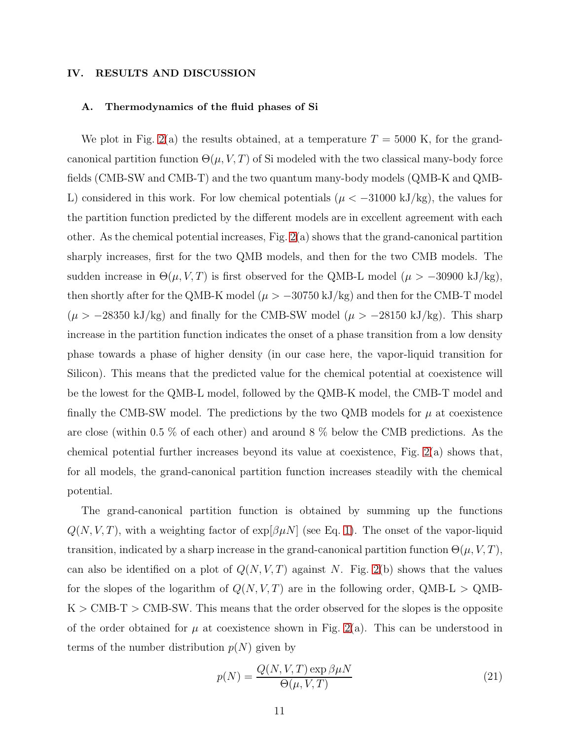## IV. RESULTS AND DISCUSSION

### A. Thermodynamics of the fluid phases of Si

We plot in Fig. 2(a) the results obtained, at a temperature $T = 5000$ K, for the grand-canonical partition function $\Theta(\mu, V, T)$ of Si modeled with the two classical many-body force fields (CMB-SW and CMB-T) and the two quantum many-body models (QMB-K and QMB-L) considered in this work. For low chemical potentials ($\mu < -31000$ kJ/kg), the values for the partition function predicted by the different models are in excellent agreement with each other. As the chemical potential increases, Fig. 2(a) shows that the grand-canonical partition sharply increases, first for the two QMB models, and then for the two CMB models. The sudden increase in $\Theta(\mu, V, T)$ is first observed for the QMB-L model ($\mu > -30900$ kJ/kg), then shortly after for the QMB-K model ($\mu > -30750$ kJ/kg) and then for the CMB-T model ($\mu > -28350$ kJ/kg) and finally for the CMB-SW model ($\mu > -28150$ kJ/kg). This sharp increase in the partition function indicates the onset of a phase transition from a low density phase towards a phase of higher density (in our case here, the vapor-liquid transition for Silicon). This means that the predicted value for the chemical potential at coexistence will be the lowest for the QMB-L model, followed by the QMB-K model, the CMB-T model and finally the CMB-SW model. The predictions by the two QMB models for $\mu$ at coexistence are close (within 0.5 % of each other) and around 8 % below the CMB predictions. As the chemical potential further increases beyond its value at coexistence, Fig. 2(a) shows that, for all models, the grand-canonical partition function increases steadily with the chemical potential.

The grand-canonical partition function is obtained by summing up the functions $Q(N, V, T)$, with a weighting factor of $\exp[\beta \mu N]$ (see Eq. 1). The onset of the vapor-liquid transition, indicated by a sharp increase in the grand-canonical partition function $\Theta(\mu, V, T)$, can also be identified on a plot of $Q(N, V, T)$ against $N$. Fig. 2(b) shows that the values for the slopes of the logarithm of $Q(N, V, T)$ are in the following order, QMB-L > QMB-K > CMB-T > CMB-SW. This means that the order observed for the slopes is the opposite of the order obtained for $\mu$ at coexistence shown in Fig. 2(a). This can be understood in terms of the number distribution $p(N)$ given by

$$p(N) = \frac{Q(N, V, T) \exp \beta \mu N}{\Theta(\mu, V, T)} \tag{21}$$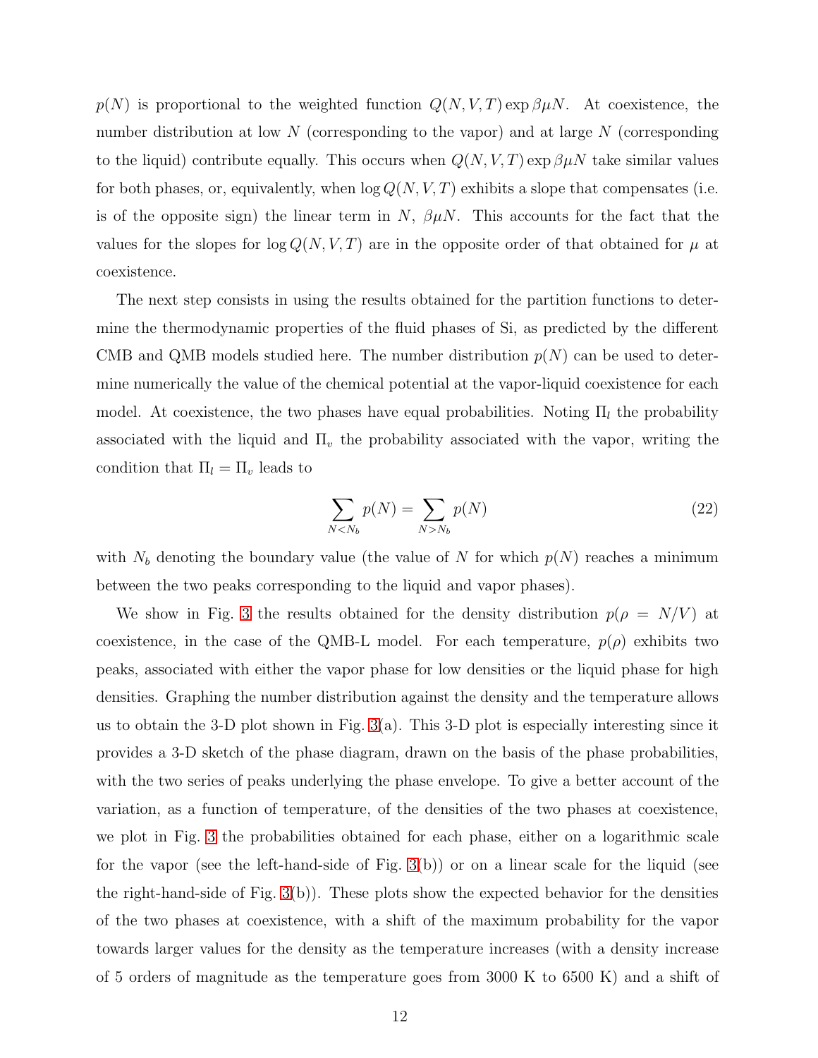$p(N)$ is proportional to the weighted function $Q(N, V, T) \exp \beta\mu N$. At coexistence, the number distribution at low $N$ (corresponding to the vapor) and at large $N$ (corresponding to the liquid) contribute equally. This occurs when $Q(N, V, T) \exp \beta\mu N$ take similar values for both phases, or, equivalently, when $\log Q(N, V, T)$ exhibits a slope that compensates (i.e. is of the opposite sign) the linear term in $N$, $\beta\mu N$. This accounts for the fact that the values for the slopes for $\log Q(N, V, T)$ are in the opposite order of that obtained for $\mu$ at coexistence.

The next step consists in using the results obtained for the partition functions to determine the thermodynamic properties of the fluid phases of Si, as predicted by the different CMB and QMB models studied here. The number distribution $p(N)$ can be used to determine numerically the value of the chemical potential at the vapor-liquid coexistence for each model. At coexistence, the two phases have equal probabilities. Noting $\Pi_l$ the probability associated with the liquid and $\Pi_v$ the probability associated with the vapor, writing the condition that $\Pi_l = \Pi_v$ leads to

$$\sum_{N<N_b} p(N) = \sum_{N>N_b} p(N) \tag{22}$$

with $N_b$ denoting the boundary value (the value of $N$ for which $p(N)$ reaches a minimum between the two peaks corresponding to the liquid and vapor phases).

We show in Fig. 3 the results obtained for the density distribution $p(\rho = N/V)$ at coexistence, in the case of the QMB-L model. For each temperature, $p(\rho)$ exhibits two peaks, associated with either the vapor phase for low densities or the liquid phase for high densities. Graphing the number distribution against the density and the temperature allows us to obtain the 3-D plot shown in Fig. 3(a). This 3-D plot is especially interesting since it provides a 3-D sketch of the phase diagram, drawn on the basis of the phase probabilities, with the two series of peaks underlying the phase envelope. To give a better account of the variation, as a function of temperature, of the densities of the two phases at coexistence, we plot in Fig. 3 the probabilities obtained for each phase, either on a logarithmic scale for the vapor (see the left-hand-side of Fig. 3(b)) or on a linear scale for the liquid (see the right-hand-side of Fig. 3(b)). These plots show the expected behavior for the densities of the two phases at coexistence, with a shift of the maximum probability for the vapor towards larger values for the density as the temperature increases (with a density increase of 5 orders of magnitude as the temperature goes from 3000 K to 6500 K) and a shift of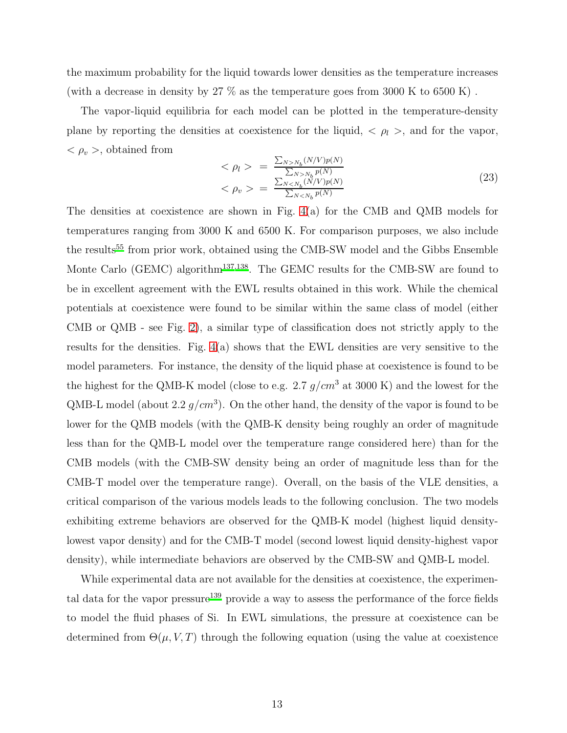the maximum probability for the liquid towards lower densities as the temperature increases (with a decrease in density by 27 % as the temperature goes from 3000 K to 6500 K) .

The vapor-liquid equilibria for each model can be plotted in the temperature-density plane by reporting the densities at coexistence for the liquid, $<\rho_l>$, and for the vapor, $<\rho_v>$, obtained from

$$
\begin{aligned}
<\rho_l> &= \frac{\sum_{N>N_b}(N/V)p(N)}{\sum_{N>N_b}p(N)} \\
<\rho_v> &= \frac{\sum_{N<N_b}(N/V)p(N)}{\sum_{N<N_b}p(N)}
\end{aligned}
\tag{23}
$$

The densities at coexistence are shown in Fig. 4(a) for the CMB and QMB models for temperatures ranging from 3000 K and 6500 K. For comparison purposes, we also include the results[55] from prior work, obtained using the CMB-SW model and the Gibbs Ensemble Monte Carlo (GEMC) algorithm[137,138]. The GEMC results for the CMB-SW are found to be in excellent agreement with the EWL results obtained in this work. While the chemical potentials at coexistence were found to be similar within the same class of model (either CMB or QMB - see Fig. 2), a similar type of classification does not strictly apply to the results for the densities. Fig. 4(a) shows that the EWL densities are very sensitive to the model parameters. For instance, the density of the liquid phase at coexistence is found to be the highest for the QMB-K model (close to e.g. 2.7 $g/cm^3$ at 3000 K) and the lowest for the QMB-L model (about 2.2 $g/cm^3$). On the other hand, the density of the vapor is found to be lower for the QMB models (with the QMB-K density being roughly an order of magnitude less than for the QMB-L model over the temperature range considered here) than for the CMB models (with the CMB-SW density being an order of magnitude less than for the CMB-T model over the temperature range). Overall, on the basis of the VLE densities, a critical comparison of the various models leads to the following conclusion. The two models exhibiting extreme behaviors are observed for the QMB-K model (highest liquid density-lowest vapor density) and for the CMB-T model (second lowest liquid density-highest vapor density), while intermediate behaviors are observed by the CMB-SW and QMB-L model.

While experimental data are not available for the densities at coexistence, the experimental data for the vapor pressure[139] provide a way to assess the performance of the force fields to model the fluid phases of Si. In EWL simulations, the pressure at coexistence can be determined from $\Theta(\mu, V, T)$ through the following equation (using the value at coexistence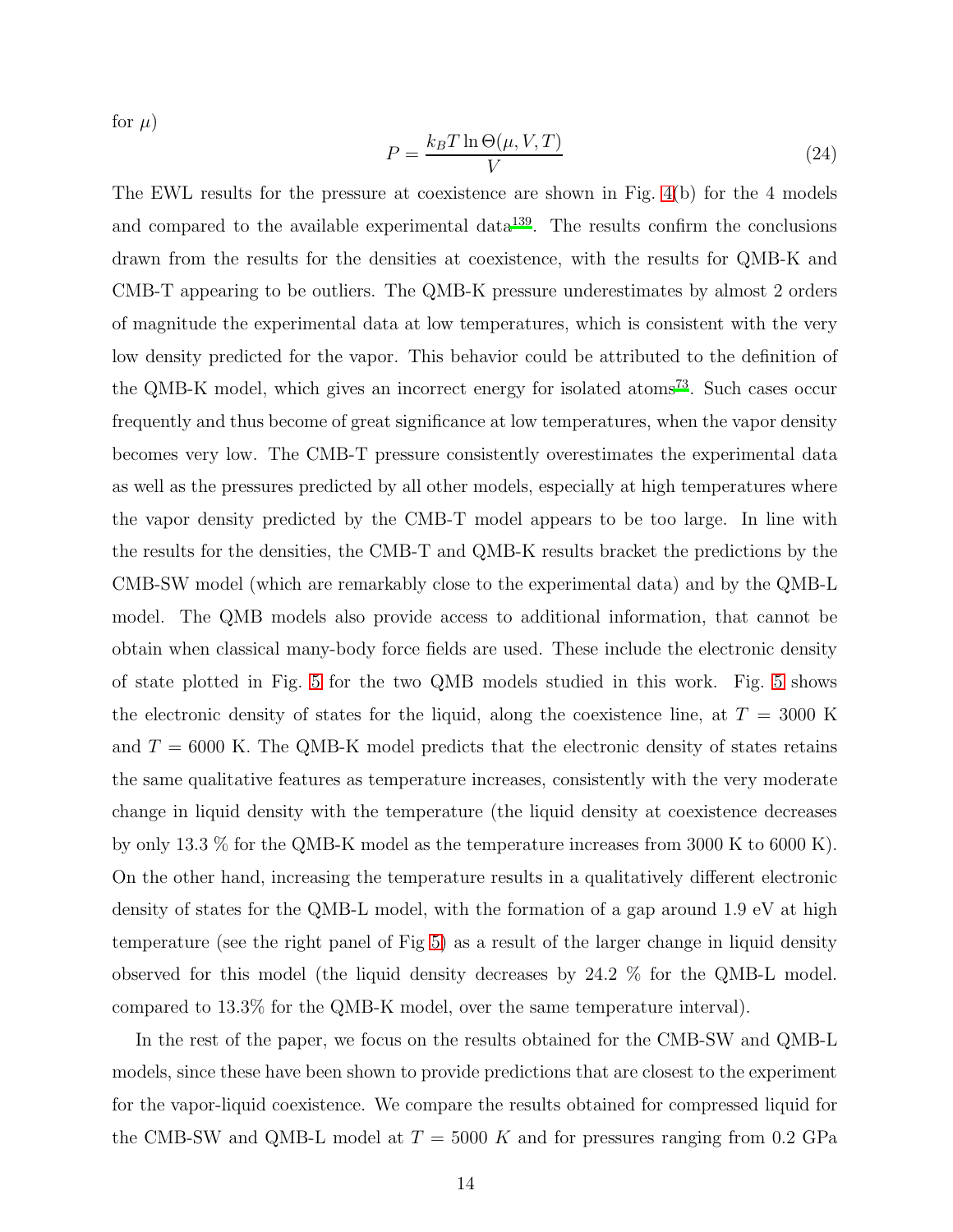for $\mu$)

$$P = \frac{k_B T \ln \Theta(\mu, V, T)}{V} \tag{24}$$

The EWL results for the pressure at coexistence are shown in Fig. 4(b) for the 4 models and compared to the available experimental data[139]. The results confirm the conclusions drawn from the results for the densities at coexistence, with the results for QMB-K and CMB-T appearing to be outliers. The QMB-K pressure underestimates by almost 2 orders of magnitude the experimental data at low temperatures, which is consistent with the very low density predicted for the vapor. This behavior could be attributed to the definition of the QMB-K model, which gives an incorrect energy for isolated atoms[73]. Such cases occur frequently and thus become of great significance at low temperatures, when the vapor density becomes very low. The CMB-T pressure consistently overestimates the experimental data as well as the pressures predicted by all other models, especially at high temperatures where the vapor density predicted by the CMB-T model appears to be too large. In line with the results for the densities, the CMB-T and QMB-K results bracket the predictions by the CMB-SW model (which are remarkably close to the experimental data) and by the QMB-L model. The QMB models also provide access to additional information, that cannot be obtain when classical many-body force fields are used. These include the electronic density of state plotted in Fig. 5 for the two QMB models studied in this work. Fig. 5 shows the electronic density of states for the liquid, along the coexistence line, at $T = 3000$ K and $T = 6000$ K. The QMB-K model predicts that the electronic density of states retains the same qualitative features as temperature increases, consistently with the very moderate change in liquid density with the temperature (the liquid density at coexistence decreases by only 13.3 % for the QMB-K model as the temperature increases from 3000 K to 6000 K). On the other hand, increasing the temperature results in a qualitatively different electronic density of states for the QMB-L model, with the formation of a gap around 1.9 eV at high temperature (see the right panel of Fig 5) as a result of the larger change in liquid density observed for this model (the liquid density decreases by 24.2 % for the QMB-L model. compared to 13.3% for the QMB-K model, over the same temperature interval).

In the rest of the paper, we focus on the results obtained for the CMB-SW and QMB-L models, since these have been shown to provide predictions that are closest to the experiment for the vapor-liquid coexistence. We compare the results obtained for compressed liquid for the CMB-SW and QMB-L model at $T = 5000$ $K$ and for pressures ranging from 0.2 GPa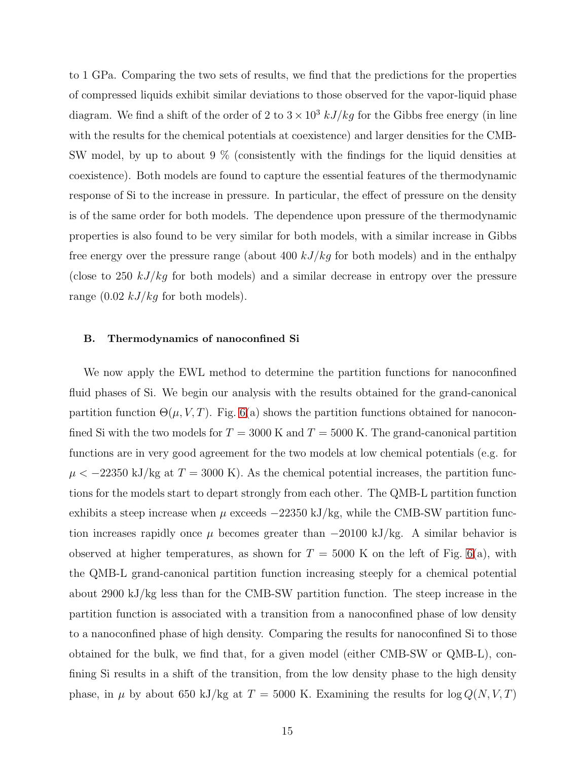to 1 GPa. Comparing the two sets of results, we find that the predictions for the properties of compressed liquids exhibit similar deviations to those observed for the vapor-liquid phase diagram. We find a shift of the order of 2 to $3 \times 10^3$ $kJ/kg$ for the Gibbs free energy (in line with the results for the chemical potentials at coexistence) and larger densities for the CMB-SW model, by up to about 9 % (consistently with the findings for the liquid densities at coexistence). Both models are found to capture the essential features of the thermodynamic response of Si to the increase in pressure. In particular, the effect of pressure on the density is of the same order for both models. The dependence upon pressure of the thermodynamic properties is also found to be very similar for both models, with a similar increase in Gibbs free energy over the pressure range (about 400 $kJ/kg$ for both models) and in the enthalpy (close to 250 $kJ/kg$ for both models) and a similar decrease in entropy over the pressure range (0.02 $kJ/kg$ for both models).

### B. Thermodynamics of nanoconfined Si

We now apply the EWL method to determine the partition functions for nanoconfined fluid phases of Si. We begin our analysis with the results obtained for the grand-canonical partition function $\Theta(\mu, V, T)$. Fig. 6(a) shows the partition functions obtained for nanoconfined Si with the two models for $T = 3000$ K and $T = 5000$ K. The grand-canonical partition functions are in very good agreement for the two models at low chemical potentials (e.g. for $\mu < -22350$ kJ/kg at $T = 3000$ K). As the chemical potential increases, the partition functions for the models start to depart strongly from each other. The QMB-L partition function exhibits a steep increase when $\mu$ exceeds $-22350$ kJ/kg, while the CMB-SW partition function increases rapidly once $\mu$ becomes greater than $-20100$ kJ/kg. A similar behavior is observed at higher temperatures, as shown for $T = 5000$ K on the left of Fig. 6(a), with the QMB-L grand-canonical partition function increasing steeply for a chemical potential about 2900 kJ/kg less than for the CMB-SW partition function. The steep increase in the partition function is associated with a transition from a nanoconfined phase of low density to a nanoconfined phase of high density. Comparing the results for nanoconfined Si to those obtained for the bulk, we find that, for a given model (either CMB-SW or QMB-L), confining Si results in a shift of the transition, from the low density phase to the high density phase, in $\mu$ by about 650 kJ/kg at $T = 5000$ K. Examining the results for $\log Q(N, V, T)$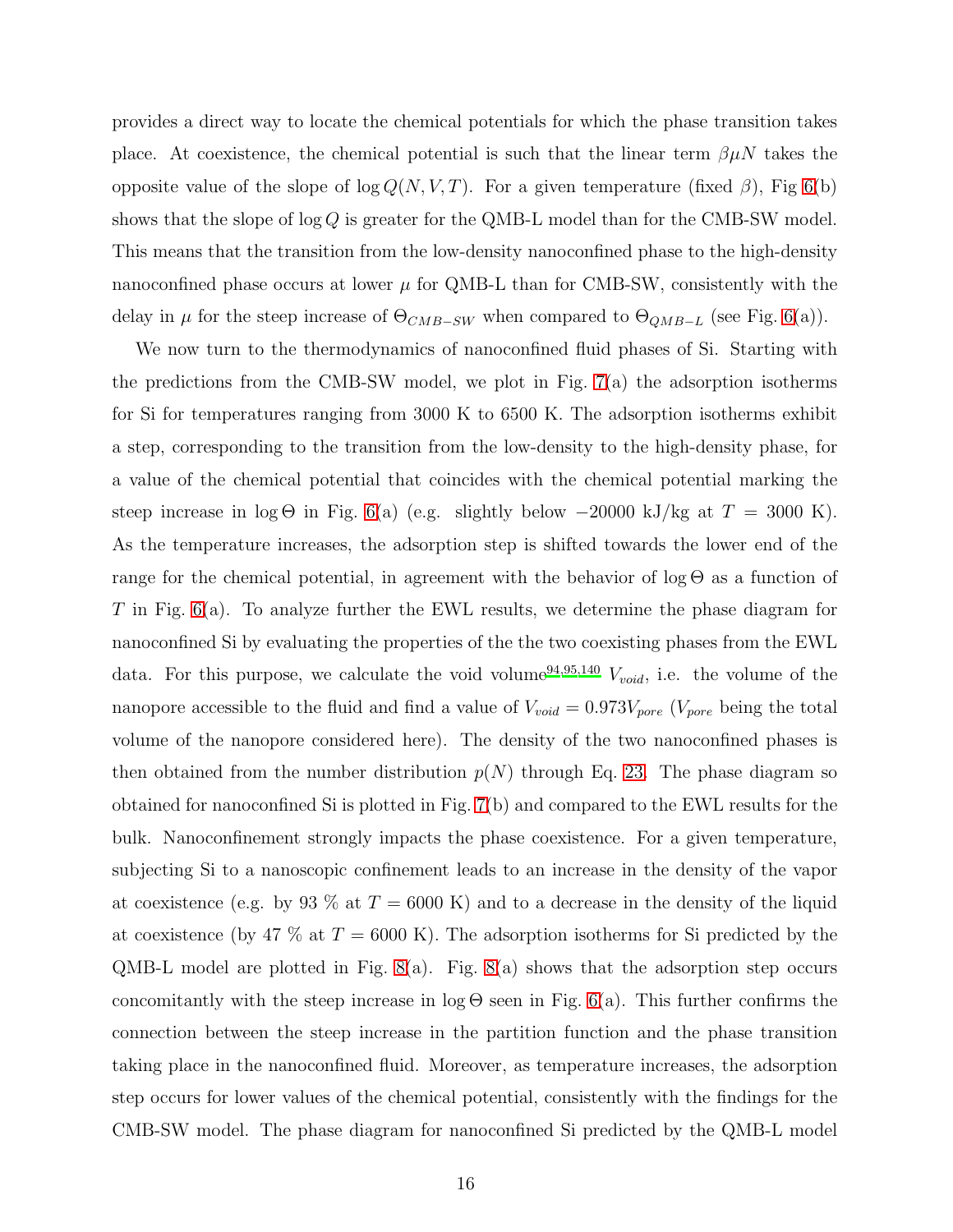provides a direct way to locate the chemical potentials for which the phase transition takes place. At coexistence, the chemical potential is such that the linear term $\beta\mu N$ takes the opposite value of the slope of $\log Q(N, V, T)$. For a given temperature (fixed $\beta$), Fig 6(b) shows that the slope of $\log Q$ is greater for the QMB-L model than for the CMB-SW model. This means that the transition from the low-density nanoconfined phase to the high-density nanoconfined phase occurs at lower $\mu$ for QMB-L than for CMB-SW, consistently with the delay in $\mu$ for the steep increase of $\Theta_{CMB-SW}$ when compared to $\Theta_{QMB-L}$ (see Fig. 6(a)).

We now turn to the thermodynamics of nanoconfined fluid phases of Si. Starting with the predictions from the CMB-SW model, we plot in Fig. 7(a) the adsorption isotherms for Si for temperatures ranging from 3000 K to 6500 K. The adsorption isotherms exhibit a step, corresponding to the transition from the low-density to the high-density phase, for a value of the chemical potential that coincides with the chemical potential marking the steep increase in $\log \Theta$ in Fig. 6(a) (e.g. slightly below $-20000$ kJ/kg at $T = 3000$ K). As the temperature increases, the adsorption step is shifted towards the lower end of the range for the chemical potential, in agreement with the behavior of $\log \Theta$ as a function of $T$ in Fig. 6(a). To analyze further the EWL results, we determine the phase diagram for nanoconfined Si by evaluating the properties of the the two coexisting phases from the EWL data. For this purpose, we calculate the void volume[94,95,140] $V_{void}$, i.e. the volume of the nanopore accessible to the fluid and find a value of $V_{void} = 0.973V_{pore}$ ($V_{pore}$ being the total volume of the nanopore considered here). The density of the two nanoconfined phases is then obtained from the number distribution $p(N)$ through Eq. 23. The phase diagram so obtained for nanoconfined Si is plotted in Fig. 7(b) and compared to the EWL results for the bulk. Nanoconfinement strongly impacts the phase coexistence. For a given temperature, subjecting Si to a nanoscopic confinement leads to an increase in the density of the vapor at coexistence (e.g. by 93 % at $T = 6000$ K) and to a decrease in the density of the liquid at coexistence (by 47 % at $T = 6000$ K). The adsorption isotherms for Si predicted by the QMB-L model are plotted in Fig. 8(a). Fig. 8(a) shows that the adsorption step occurs concomitantly with the steep increase in $\log \Theta$ seen in Fig. 6(a). This further confirms the connection between the steep increase in the partition function and the phase transition taking place in the nanoconfined fluid. Moreover, as temperature increases, the adsorption step occurs for lower values of the chemical potential, consistently with the findings for the CMB-SW model. The phase diagram for nanoconfined Si predicted by the QMB-L model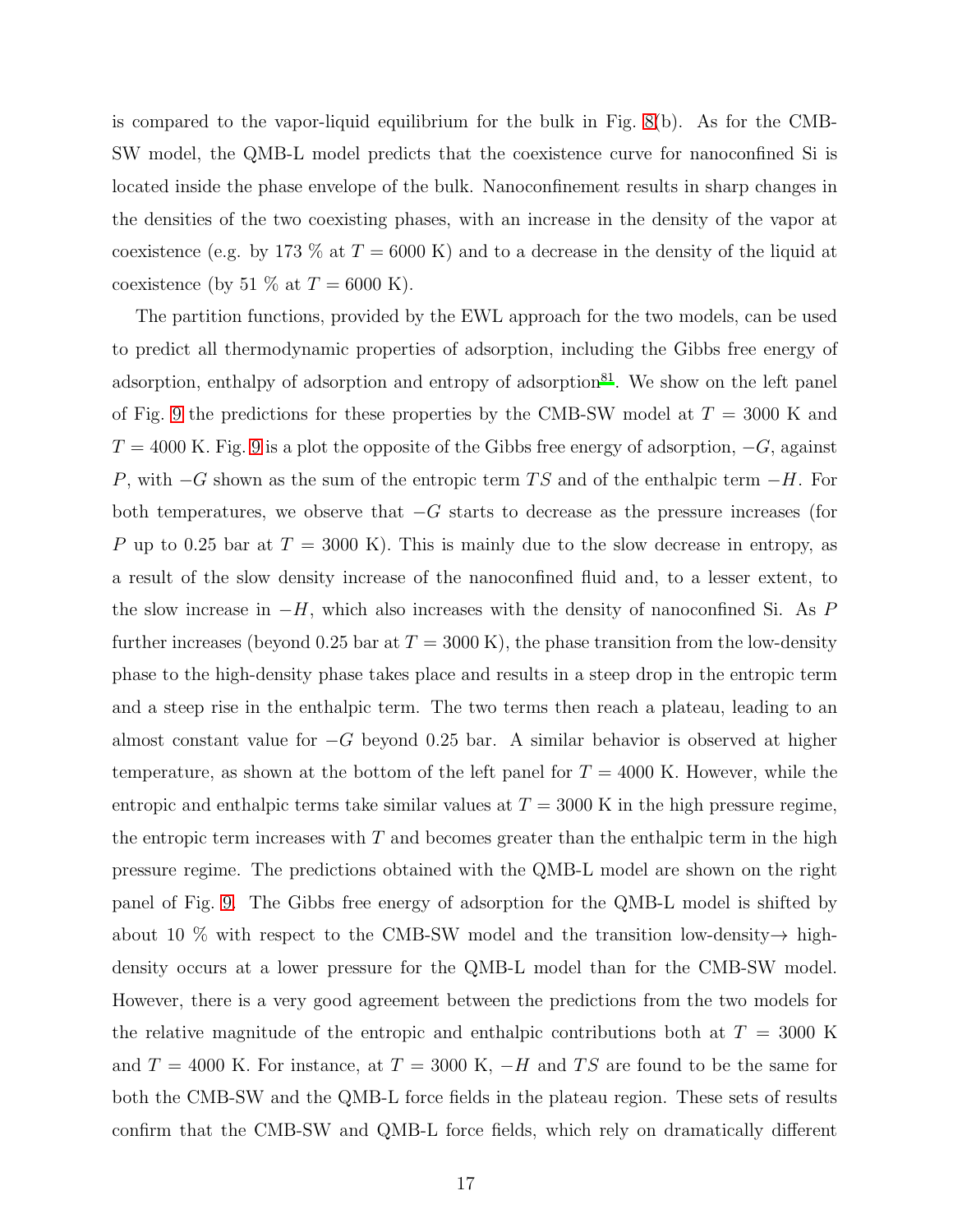is compared to the vapor-liquid equilibrium for the bulk in Fig. 8(b). As for the CMB-SW model, the QMB-L model predicts that the coexistence curve for nanoconfined Si is located inside the phase envelope of the bulk. Nanoconfinement results in sharp changes in the densities of the two coexisting phases, with an increase in the density of the vapor at coexistence (e.g. by 173 % at $T = 6000$ K) and to a decrease in the density of the liquid at coexistence (by 51 % at $T = 6000$ K).

The partition functions, provided by the EWL approach for the two models, can be used to predict all thermodynamic properties of adsorption, including the Gibbs free energy of adsorption, enthalpy of adsorption and entropy of adsorption[81]. We show on the left panel of Fig. 9 the predictions for these properties by the CMB-SW model at $T = 3000$ K and $T = 4000$ K. Fig. 9 is a plot the opposite of the Gibbs free energy of adsorption, $-G$, against $P$, with $-G$ shown as the sum of the entropic term $TS$ and of the enthalpic term $-H$. For both temperatures, we observe that $-G$ starts to decrease as the pressure increases (for $P$ up to 0.25 bar at $T = 3000$ K). This is mainly due to the slow decrease in entropy, as a result of the slow density increase of the nanoconfined fluid and, to a lesser extent, to the slow increase in $-H$, which also increases with the density of nanoconfined Si. As $P$ further increases (beyond 0.25 bar at $T = 3000$ K), the phase transition from the low-density phase to the high-density phase takes place and results in a steep drop in the entropic term and a steep rise in the enthalpic term. The two terms then reach a plateau, leading to an almost constant value for $-G$ beyond 0.25 bar. A similar behavior is observed at higher temperature, as shown at the bottom of the left panel for $T = 4000$ K. However, while the entropic and enthalpic terms take similar values at $T = 3000$ K in the high pressure regime, the entropic term increases with $T$ and becomes greater than the enthalpic term in the high pressure regime. The predictions obtained with the QMB-L model are shown on the right panel of Fig. 9. The Gibbs free energy of adsorption for the QMB-L model is shifted by about 10 % with respect to the CMB-SW model and the transition low-density$\rightarrow$ high-density occurs at a lower pressure for the QMB-L model than for the CMB-SW model. However, there is a very good agreement between the predictions from the two models for the relative magnitude of the entropic and enthalpic contributions both at $T = 3000$ K and $T = 4000$ K. For instance, at $T = 3000$ K, $-H$ and $TS$ are found to be the same for both the CMB-SW and the QMB-L force fields in the plateau region. These sets of results confirm that the CMB-SW and QMB-L force fields, which rely on dramatically different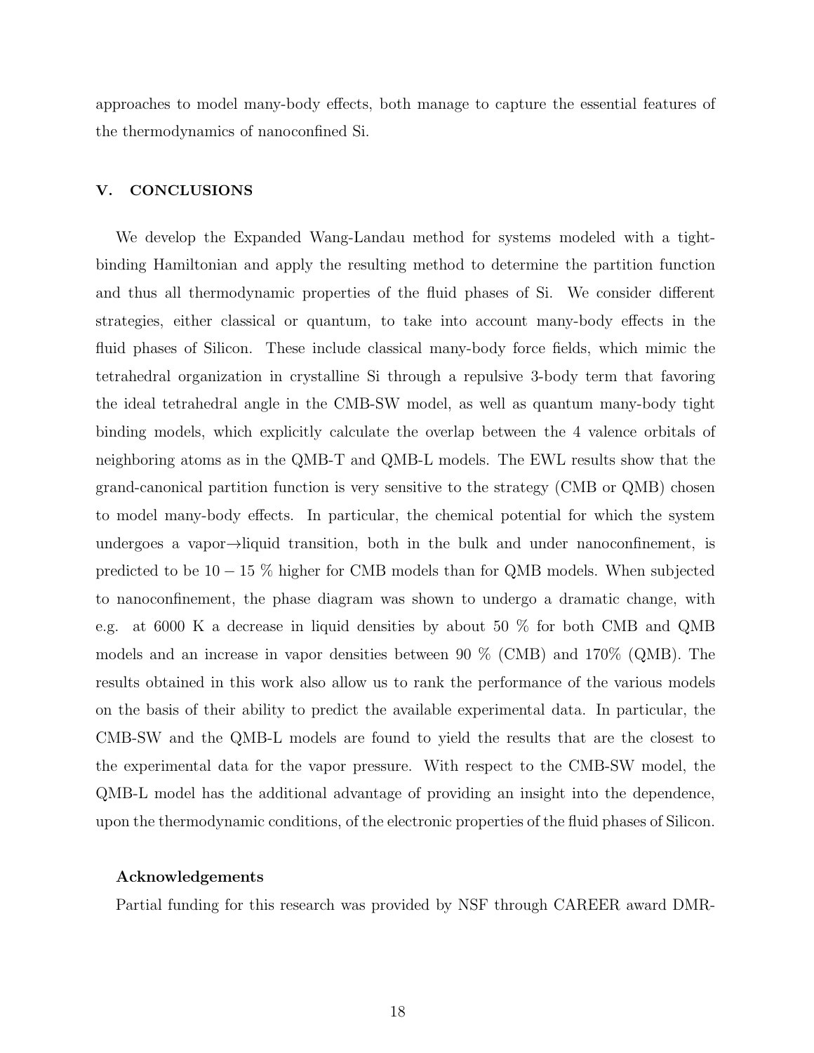approaches to model many-body effects, both manage to capture the essential features of the thermodynamics of nanoconfined Si.

## V. CONCLUSIONS

We develop the Expanded Wang-Landau method for systems modeled with a tight-binding Hamiltonian and apply the resulting method to determine the partition function and thus all thermodynamic properties of the fluid phases of Si. We consider different strategies, either classical or quantum, to take into account many-body effects in the fluid phases of Silicon. These include classical many-body force fields, which mimic the tetrahedral organization in crystalline Si through a repulsive 3-body term that favoring the ideal tetrahedral angle in the CMB-SW model, as well as quantum many-body tight binding models, which explicitly calculate the overlap between the 4 valence orbitals of neighboring atoms as in the QMB-T and QMB-L models. The EWL results show that the grand-canonical partition function is very sensitive to the strategy (CMB or QMB) chosen to model many-body effects. In particular, the chemical potential for which the system undergoes a vapor→liquid transition, both in the bulk and under nanoconfinement, is predicted to be $10 - 15$ % higher for CMB models than for QMB models. When subjected to nanoconfinement, the phase diagram was shown to undergo a dramatic change, with e.g. at 6000 K a decrease in liquid densities by about 50 % for both CMB and QMB models and an increase in vapor densities between 90 % (CMB) and 170% (QMB). The results obtained in this work also allow us to rank the performance of the various models on the basis of their ability to predict the available experimental data. In particular, the CMB-SW and the QMB-L models are found to yield the results that are the closest to the experimental data for the vapor pressure. With respect to the CMB-SW model, the QMB-L model has the additional advantage of providing an insight into the dependence, upon the thermodynamic conditions, of the electronic properties of the fluid phases of Silicon.

### Acknowledgements

Partial funding for this research was provided by NSF through CAREER award DMR-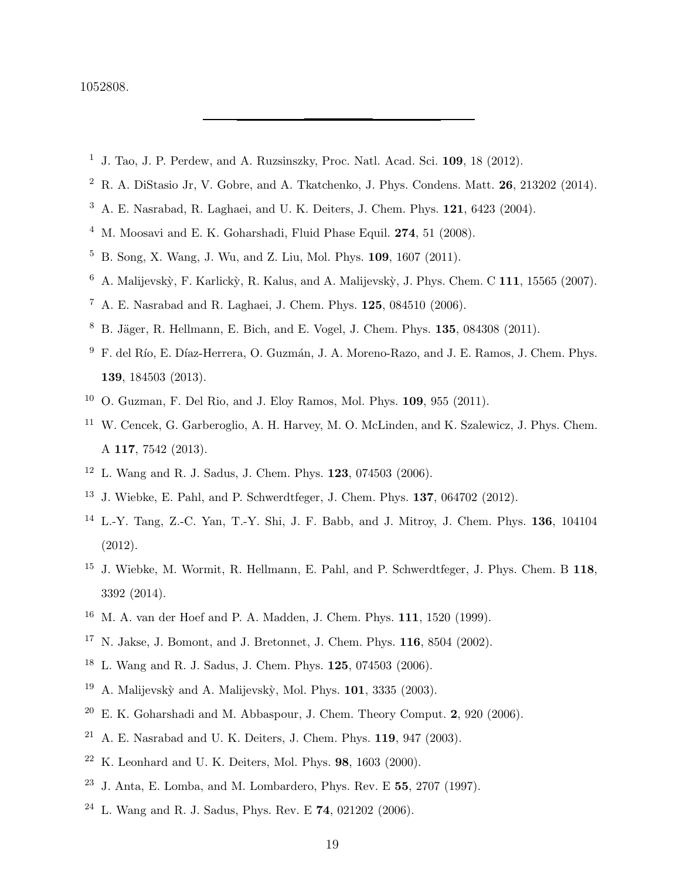1052808.

---

1. J. Tao, J. P. Perdew, and A. Ruzsinszky, Proc. Natl. Acad. Sci. **109**, 18 (2012).
2. R. A. DiStasio Jr, V. Gobre, and A. Tkatchenko, J. Phys. Condens. Matt. **26**, 213202 (2014).
3. A. E. Nasrabad, R. Laghaei, and U. K. Deiters, J. Chem. Phys. **121**, 6423 (2004).
4. M. Moosavi and E. K. Goharshadi, Fluid Phase Equil. **274**, 51 (2008).
5. B. Song, X. Wang, J. Wu, and Z. Liu, Mol. Phys. **109**, 1607 (2011).
6. A. Malijevskỳ, F. Karlickỳ, R. Kalus, and A. Malijevskỳ, J. Phys. Chem. C **111**, 15565 (2007).
7. A. E. Nasrabad and R. Laghaei, J. Chem. Phys. **125**, 084510 (2006).
8. B. Jäger, R. Hellmann, E. Bich, and E. Vogel, J. Chem. Phys. **135**, 084308 (2011).
9. F. del Río, E. Díaz-Herrera, O. Guzmán, J. A. Moreno-Razo, and J. E. Ramos, J. Chem. Phys. **139**, 184503 (2013).
10. O. Guzman, F. Del Rio, and J. Eloy Ramos, Mol. Phys. **109**, 955 (2011).
11. W. Cencek, G. Garberoglio, A. H. Harvey, M. O. McLinden, and K. Szalewicz, J. Phys. Chem. A **117**, 7542 (2013).
12. L. Wang and R. J. Sadus, J. Chem. Phys. **123**, 074503 (2006).
13. J. Wiebke, E. Pahl, and P. Schwerdtfeger, J. Chem. Phys. **137**, 064702 (2012).
14. L.-Y. Tang, Z.-C. Yan, T.-Y. Shi, J. F. Babb, and J. Mitroy, J. Chem. Phys. **136**, 104104 (2012).
15. J. Wiebke, M. Wormit, R. Hellmann, E. Pahl, and P. Schwerdtfeger, J. Phys. Chem. B **118**, 3392 (2014).
16. M. A. van der Hoef and P. A. Madden, J. Chem. Phys. **111**, 1520 (1999).
17. N. Jakse, J. Bomont, and J. Bretonnet, J. Chem. Phys. **116**, 8504 (2002).
18. L. Wang and R. J. Sadus, J. Chem. Phys. **125**, 074503 (2006).
19. A. Malijevskỳ and A. Malijevskỳ, Mol. Phys. **101**, 3335 (2003).
20. E. K. Goharshadi and M. Abbaspour, J. Chem. Theory Comput. **2**, 920 (2006).
21. A. E. Nasrabad and U. K. Deiters, J. Chem. Phys. **119**, 947 (2003).
22. K. Leonhard and U. K. Deiters, Mol. Phys. **98**, 1603 (2000).
23. J. Anta, E. Lomba, and M. Lombardero, Phys. Rev. E **55**, 2707 (1997).
24. L. Wang and R. J. Sadus, Phys. Rev. E **74**, 021202 (2006).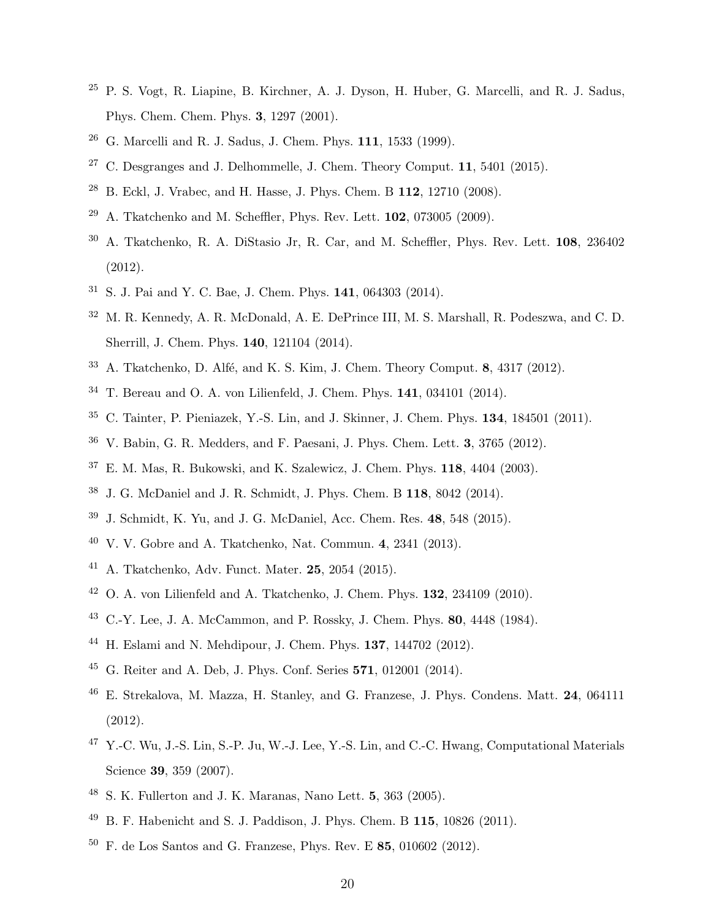[25] P. S. Vogt, R. Liapine, B. Kirchner, A. J. Dyson, H. Huber, G. Marcelli, and R. J. Sadus, Phys. Chem. Chem. Phys. **3**, 1297 (2001).

[26] G. Marcelli and R. J. Sadus, J. Chem. Phys. **111**, 1533 (1999).

[27] C. Desgranges and J. Delhommelle, J. Chem. Theory Comput. **11**, 5401 (2015).

[28] B. Eckl, J. Vrabec, and H. Hasse, J. Phys. Chem. B **112**, 12710 (2008).

[29] A. Tkatchenko and M. Scheffler, Phys. Rev. Lett. **102**, 073005 (2009).

[30] A. Tkatchenko, R. A. DiStasio Jr, R. Car, and M. Scheffler, Phys. Rev. Lett. **108**, 236402 (2012).

[31] S. J. Pai and Y. C. Bae, J. Chem. Phys. **141**, 064303 (2014).

[32] M. R. Kennedy, A. R. McDonald, A. E. DePrince III, M. S. Marshall, R. Podeszwa, and C. D. Sherrill, J. Chem. Phys. **140**, 121104 (2014).

[33] A. Tkatchenko, D. Alfé, and K. S. Kim, J. Chem. Theory Comput. **8**, 4317 (2012).

[34] T. Bereau and O. A. von Lilienfeld, J. Chem. Phys. **141**, 034101 (2014).

[35] C. Tainter, P. Pieniazek, Y.-S. Lin, and J. Skinner, J. Chem. Phys. **134**, 184501 (2011).

[36] V. Babin, G. R. Medders, and F. Paesani, J. Phys. Chem. Lett. **3**, 3765 (2012).

[37] E. M. Mas, R. Bukowski, and K. Szalewicz, J. Chem. Phys. **118**, 4404 (2003).

[38] J. G. McDaniel and J. R. Schmidt, J. Phys. Chem. B **118**, 8042 (2014).

[39] J. Schmidt, K. Yu, and J. G. McDaniel, Acc. Chem. Res. **48**, 548 (2015).

[40] V. V. Gobre and A. Tkatchenko, Nat. Commun. **4**, 2341 (2013).

[41] A. Tkatchenko, Adv. Funct. Mater. **25**, 2054 (2015).

[42] O. A. von Lilienfeld and A. Tkatchenko, J. Chem. Phys. **132**, 234109 (2010).

[43] C.-Y. Lee, J. A. McCammon, and P. Rossky, J. Chem. Phys. **80**, 4448 (1984).

[44] H. Eslami and N. Mehdipour, J. Chem. Phys. **137**, 144702 (2012).

[45] G. Reiter and A. Deb, J. Phys. Conf. Series **571**, 012001 (2014).

[46] E. Strekalova, M. Mazza, H. Stanley, and G. Franzese, J. Phys. Condens. Matt. **24**, 064111 (2012).

[47] Y.-C. Wu, J.-S. Lin, S.-P. Ju, W.-J. Lee, Y.-S. Lin, and C.-C. Hwang, Computational Materials Science **39**, 359 (2007).

[48] S. K. Fullerton and J. K. Maranas, Nano Lett. **5**, 363 (2005).

[49] B. F. Habenicht and S. J. Paddison, J. Phys. Chem. B **115**, 10826 (2011).

[50] F. de Los Santos and G. Franzese, Phys. Rev. E **85**, 010602 (2012).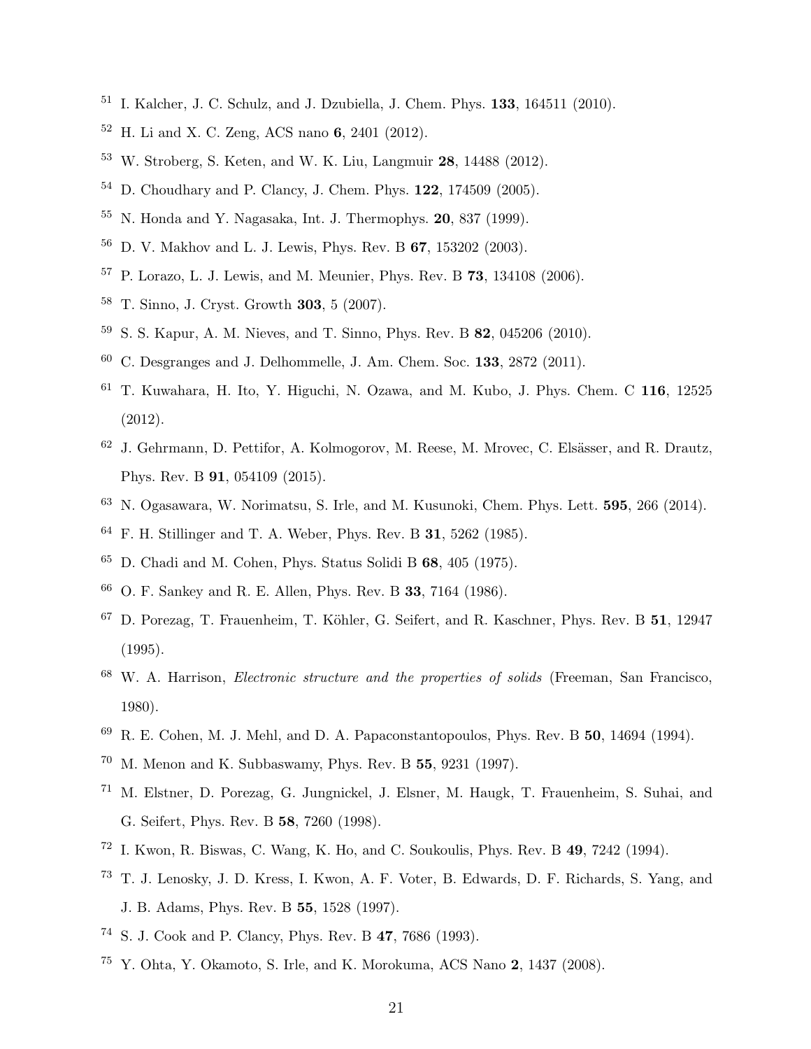[51] I. Kalcher, J. C. Schulz, and J. Dzubiella, J. Chem. Phys. **133**, 164511 (2010).

[52] H. Li and X. C. Zeng, ACS nano **6**, 2401 (2012).

[53] W. Stroberg, S. Keten, and W. K. Liu, Langmuir **28**, 14488 (2012).

[54] D. Choudhary and P. Clancy, J. Chem. Phys. **122**, 174509 (2005).

[55] N. Honda and Y. Nagasaka, Int. J. Thermophys. **20**, 837 (1999).

[56] D. V. Makhov and L. J. Lewis, Phys. Rev. B **67**, 153202 (2003).

[57] P. Lorazo, L. J. Lewis, and M. Meunier, Phys. Rev. B **73**, 134108 (2006).

[58] T. Sinno, J. Cryst. Growth **303**, 5 (2007).

[59] S. S. Kapur, A. M. Nieves, and T. Sinno, Phys. Rev. B **82**, 045206 (2010).

[60] C. Desgranges and J. Delhommelle, J. Am. Chem. Soc. **133**, 2872 (2011).

[61] T. Kuwahara, H. Ito, Y. Higuchi, N. Ozawa, and M. Kubo, J. Phys. Chem. C **116**, 12525 (2012).

[62] J. Gehrmann, D. Pettifor, A. Kolmogorov, M. Reese, M. Mrovec, C. Elsässer, and R. Drautz, Phys. Rev. B **91**, 054109 (2015).

[63] N. Ogasawara, W. Norimatsu, S. Irle, and M. Kusunoki, Chem. Phys. Lett. **595**, 266 (2014).

[64] F. H. Stillinger and T. A. Weber, Phys. Rev. B **31**, 5262 (1985).

[65] D. Chadi and M. Cohen, Phys. Status Solidi B **68**, 405 (1975).

[66] O. F. Sankey and R. E. Allen, Phys. Rev. B **33**, 7164 (1986).

[67] D. Porezag, T. Frauenheim, T. Köhler, G. Seifert, and R. Kaschner, Phys. Rev. B **51**, 12947 (1995).

[68] W. A. Harrison, *Electronic structure and the properties of solids* (Freeman, San Francisco, 1980).

[69] R. E. Cohen, M. J. Mehl, and D. A. Papaconstantopoulos, Phys. Rev. B **50**, 14694 (1994).

[70] M. Menon and K. Subbaswamy, Phys. Rev. B **55**, 9231 (1997).

[71] M. Elstner, D. Porezag, G. Jungnickel, J. Elsner, M. Haugk, T. Frauenheim, S. Suhai, and G. Seifert, Phys. Rev. B **58**, 7260 (1998).

[72] I. Kwon, R. Biswas, C. Wang, K. Ho, and C. Soukoulis, Phys. Rev. B **49**, 7242 (1994).

[73] T. J. Lenosky, J. D. Kress, I. Kwon, A. F. Voter, B. Edwards, D. F. Richards, S. Yang, and J. B. Adams, Phys. Rev. B **55**, 1528 (1997).

[74] S. J. Cook and P. Clancy, Phys. Rev. B **47**, 7686 (1993).

[75] Y. Ohta, Y. Okamoto, S. Irle, and K. Morokuma, ACS Nano **2**, 1437 (2008).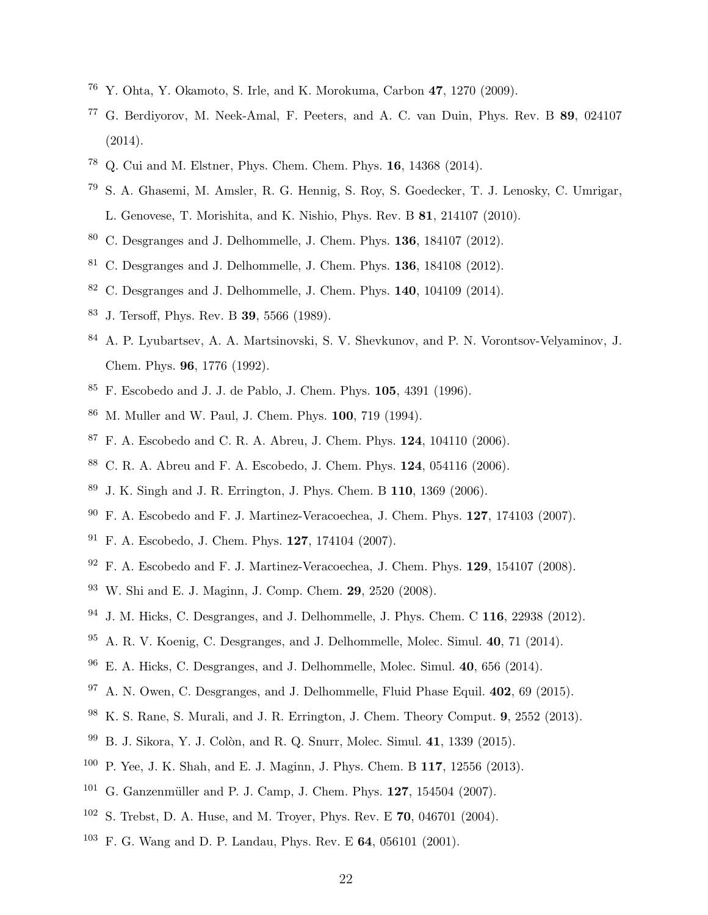[76] Y. Ohta, Y. Okamoto, S. Irle, and K. Morokuma, Carbon **47**, 1270 (2009).

[77] G. Berdiyorov, M. Neek-Amal, F. Peeters, and A. C. van Duin, Phys. Rev. B **89**, 024107 (2014).

[78] Q. Cui and M. Elstner, Phys. Chem. Chem. Phys. **16**, 14368 (2014).

[79] S. A. Ghasemi, M. Amsler, R. G. Hennig, S. Roy, S. Goedecker, T. J. Lenosky, C. Umrigar, L. Genovese, T. Morishita, and K. Nishio, Phys. Rev. B **81**, 214107 (2010).

[80] C. Desgranges and J. Delhommelle, J. Chem. Phys. **136**, 184107 (2012).

[81] C. Desgranges and J. Delhommelle, J. Chem. Phys. **136**, 184108 (2012).

[82] C. Desgranges and J. Delhommelle, J. Chem. Phys. **140**, 104109 (2014).

[83] J. Tersoff, Phys. Rev. B **39**, 5566 (1989).

[84] A. P. Lyubartsev, A. A. Martsinovski, S. V. Shevkunov, and P. N. Vorontsov-Velyaminov, J. Chem. Phys. **96**, 1776 (1992).

[85] F. Escobedo and J. J. de Pablo, J. Chem. Phys. **105**, 4391 (1996).

[86] M. Muller and W. Paul, J. Chem. Phys. **100**, 719 (1994).

[87] F. A. Escobedo and C. R. A. Abreu, J. Chem. Phys. **124**, 104110 (2006).

[88] C. R. A. Abreu and F. A. Escobedo, J. Chem. Phys. **124**, 054116 (2006).

[89] J. K. Singh and J. R. Errington, J. Phys. Chem. B **110**, 1369 (2006).

[90] F. A. Escobedo and F. J. Martinez-Veracoechea, J. Chem. Phys. **127**, 174103 (2007).

[91] F. A. Escobedo, J. Chem. Phys. **127**, 174104 (2007).

[92] F. A. Escobedo and F. J. Martinez-Veracoechea, J. Chem. Phys. **129**, 154107 (2008).

[93] W. Shi and E. J. Maginn, J. Comp. Chem. **29**, 2520 (2008).

[94] J. M. Hicks, C. Desgranges, and J. Delhommelle, J. Phys. Chem. C **116**, 22938 (2012).

[95] A. R. V. Koenig, C. Desgranges, and J. Delhommelle, Molec. Simul. **40**, 71 (2014).

[96] E. A. Hicks, C. Desgranges, and J. Delhommelle, Molec. Simul. **40**, 656 (2014).

[97] A. N. Owen, C. Desgranges, and J. Delhommelle, Fluid Phase Equil. **402**, 69 (2015).

[98] K. S. Rane, S. Murali, and J. R. Errington, J. Chem. Theory Comput. **9**, 2552 (2013).

[99] B. J. Sikora, Y. J. Colòn, and R. Q. Snurr, Molec. Simul. **41**, 1339 (2015).

[100] P. Yee, J. K. Shah, and E. J. Maginn, J. Phys. Chem. B **117**, 12556 (2013).

[101] G. Ganzenmüller and P. J. Camp, J. Chem. Phys. **127**, 154504 (2007).

[102] S. Trebst, D. A. Huse, and M. Troyer, Phys. Rev. E **70**, 046701 (2004).

[103] F. G. Wang and D. P. Landau, Phys. Rev. E **64**, 056101 (2001).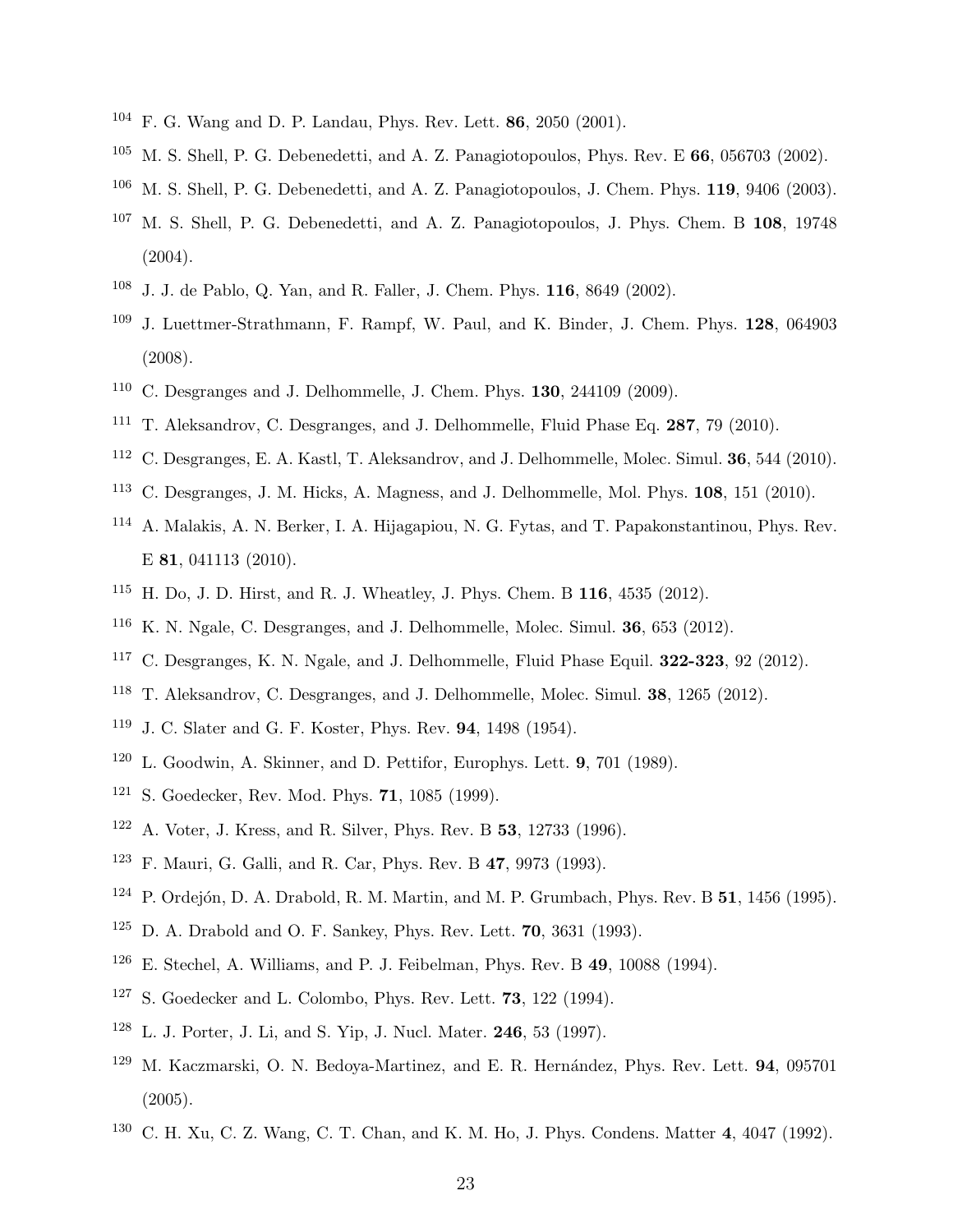[104] F. G. Wang and D. P. Landau, Phys. Rev. Lett. **86**, 2050 (2001).

[105] M. S. Shell, P. G. Debenedetti, and A. Z. Panagiotopoulos, Phys. Rev. E **66**, 056703 (2002).

[106] M. S. Shell, P. G. Debenedetti, and A. Z. Panagiotopoulos, J. Chem. Phys. **119**, 9406 (2003).

[107] M. S. Shell, P. G. Debenedetti, and A. Z. Panagiotopoulos, J. Phys. Chem. B **108**, 19748 (2004).

[108] J. J. de Pablo, Q. Yan, and R. Faller, J. Chem. Phys. **116**, 8649 (2002).

[109] J. Luettmer-Strathmann, F. Rampf, W. Paul, and K. Binder, J. Chem. Phys. **128**, 064903 (2008).

[110] C. Desgranges and J. Delhommelle, J. Chem. Phys. **130**, 244109 (2009).

[111] T. Aleksandrov, C. Desgranges, and J. Delhommelle, Fluid Phase Eq. **287**, 79 (2010).

[112] C. Desgranges, E. A. Kastl, T. Aleksandrov, and J. Delhommelle, Molec. Simul. **36**, 544 (2010).

[113] C. Desgranges, J. M. Hicks, A. Magness, and J. Delhommelle, Mol. Phys. **108**, 151 (2010).

[114] A. Malakis, A. N. Berker, I. A. Hijagapiou, N. G. Fytas, and T. Papakonstantinou, Phys. Rev. E **81**, 041113 (2010).

[115] H. Do, J. D. Hirst, and R. J. Wheatley, J. Phys. Chem. B **116**, 4535 (2012).

[116] K. N. Ngale, C. Desgranges, and J. Delhommelle, Molec. Simul. **36**, 653 (2012).

[117] C. Desgranges, K. N. Ngale, and J. Delhommelle, Fluid Phase Equil. **322-323**, 92 (2012).

[118] T. Aleksandrov, C. Desgranges, and J. Delhommelle, Molec. Simul. **38**, 1265 (2012).

[119] J. C. Slater and G. F. Koster, Phys. Rev. **94**, 1498 (1954).

[120] L. Goodwin, A. Skinner, and D. Pettifor, Europhys. Lett. **9**, 701 (1989).

[121] S. Goedecker, Rev. Mod. Phys. **71**, 1085 (1999).

[122] A. Voter, J. Kress, and R. Silver, Phys. Rev. B **53**, 12733 (1996).

[123] F. Mauri, G. Galli, and R. Car, Phys. Rev. B **47**, 9973 (1993).

[124] P. Ordejón, D. A. Drabold, R. M. Martin, and M. P. Grumbach, Phys. Rev. B **51**, 1456 (1995).

[125] D. A. Drabold and O. F. Sankey, Phys. Rev. Lett. **70**, 3631 (1993).

[126] E. Stechel, A. Williams, and P. J. Feibelman, Phys. Rev. B **49**, 10088 (1994).

[127] S. Goedecker and L. Colombo, Phys. Rev. Lett. **73**, 122 (1994).

[128] L. J. Porter, J. Li, and S. Yip, J. Nucl. Mater. **246**, 53 (1997).

[129] M. Kaczmarski, O. N. Bedoya-Martinez, and E. R. Hernández, Phys. Rev. Lett. **94**, 095701 (2005).

[130] C. H. Xu, C. Z. Wang, C. T. Chan, and K. M. Ho, J. Phys. Condens. Matter **4**, 4047 (1992).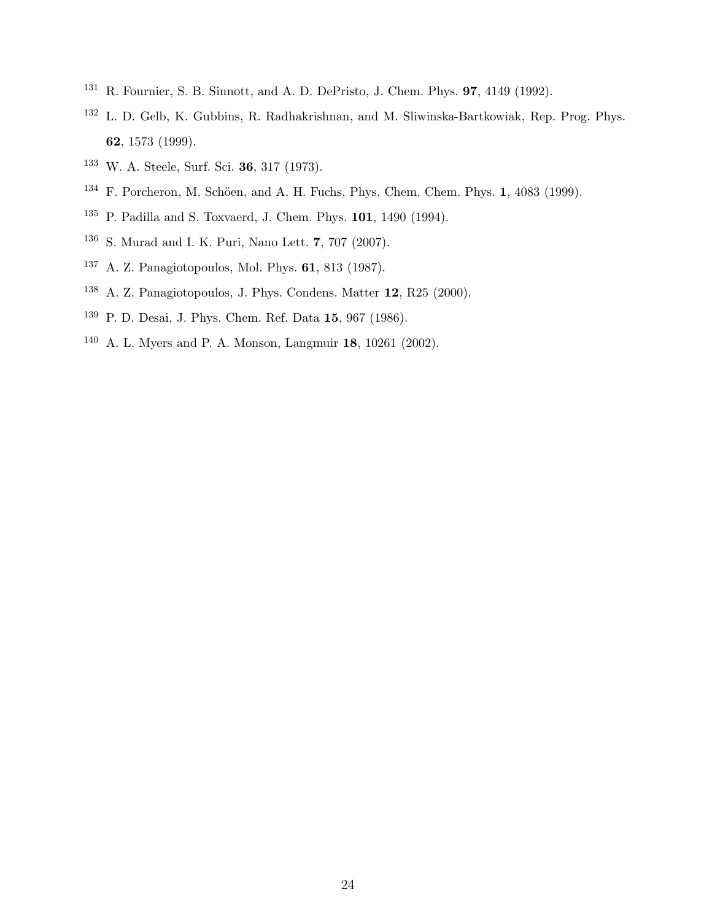[131] R. Fournier, S. B. Sinnott, and A. D. DePristo, J. Chem. Phys. **97**, 4149 (1992).

[132] L. D. Gelb, K. Gubbins, R. Radhakrishnan, and M. Sliwinska-Bartkowiak, Rep. Prog. Phys. **62**, 1573 (1999).

[133] W. A. Steele, Surf. Sci. **36**, 317 (1973).

[134] F. Porcheron, M. Schöen, and A. H. Fuchs, Phys. Chem. Chem. Phys. **1**, 4083 (1999).

[135] P. Padilla and S. Toxvaerd, J. Chem. Phys. **101**, 1490 (1994).

[136] S. Murad and I. K. Puri, Nano Lett. **7**, 707 (2007).

[137] A. Z. Panagiotopoulos, Mol. Phys. **61**, 813 (1987).

[138] A. Z. Panagiotopoulos, J. Phys. Condens. Matter **12**, R25 (2000).

[139] P. D. Desai, J. Phys. Chem. Ref. Data **15**, 967 (1986).

[140] A. L. Myers and P. A. Monson, Langmuir **18**, 10261 (2002).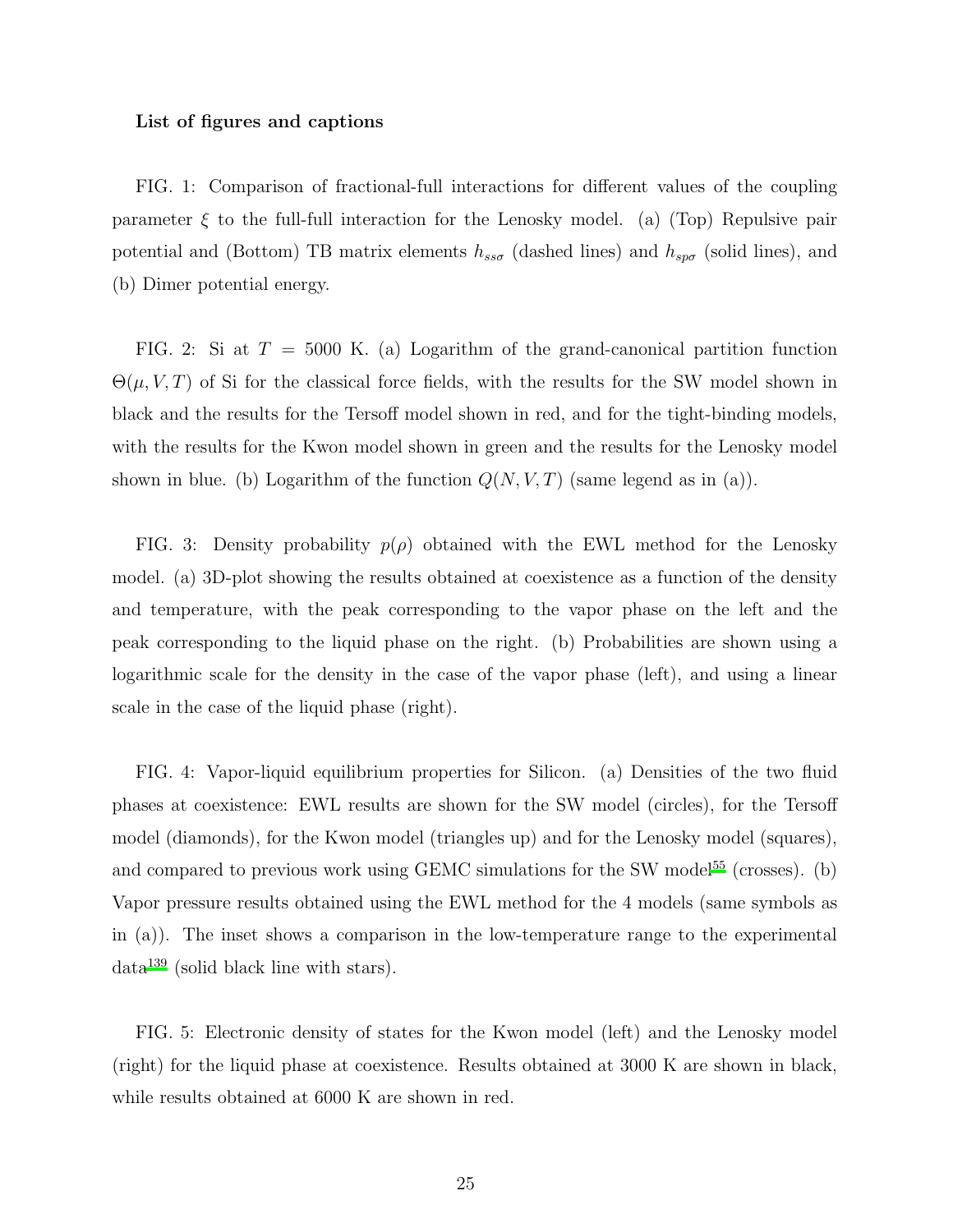**List of figures and captions**

FIG. 1: Comparison of fractional-full interactions for different values of the coupling parameter $\xi$ to the full-full interaction for the Lenosky model. (a) (Top) Repulsive pair potential and (Bottom) TB matrix elements $h_{ss\sigma}$ (dashed lines) and $h_{sp\sigma}$ (solid lines), and (b) Dimer potential energy.

FIG. 2: Si at $T = 5000$ K. (a) Logarithm of the grand-canonical partition function $\Theta(\mu, V, T)$ of Si for the classical force fields, with the results for the SW model shown in black and the results for the Tersoff model shown in red, and for the tight-binding models, with the results for the Kwon model shown in green and the results for the Lenosky model shown in blue. (b) Logarithm of the function $Q(N, V, T)$ (same legend as in (a)).

FIG. 3: Density probability $p(\rho)$ obtained with the EWL method for the Lenosky model. (a) 3D-plot showing the results obtained at coexistence as a function of the density and temperature, with the peak corresponding to the vapor phase on the left and the peak corresponding to the liquid phase on the right. (b) Probabilities are shown using a logarithmic scale for the density in the case of the vapor phase (left), and using a linear scale in the case of the liquid phase (right).

FIG. 4: Vapor-liquid equilibrium properties for Silicon. (a) Densities of the two fluid phases at coexistence: EWL results are shown for the SW model (circles), for the Tersoff model (diamonds), for the Kwon model (triangles up) and for the Lenosky model (squares), and compared to previous work using GEMC simulations for the SW model[55] (crosses). (b) Vapor pressure results obtained using the EWL method for the 4 models (same symbols as in (a)). The inset shows a comparison in the low-temperature range to the experimental data[139] (solid black line with stars).

FIG. 5: Electronic density of states for the Kwon model (left) and the Lenosky model (right) for the liquid phase at coexistence. Results obtained at 3000 K are shown in black, while results obtained at 6000 K are shown in red.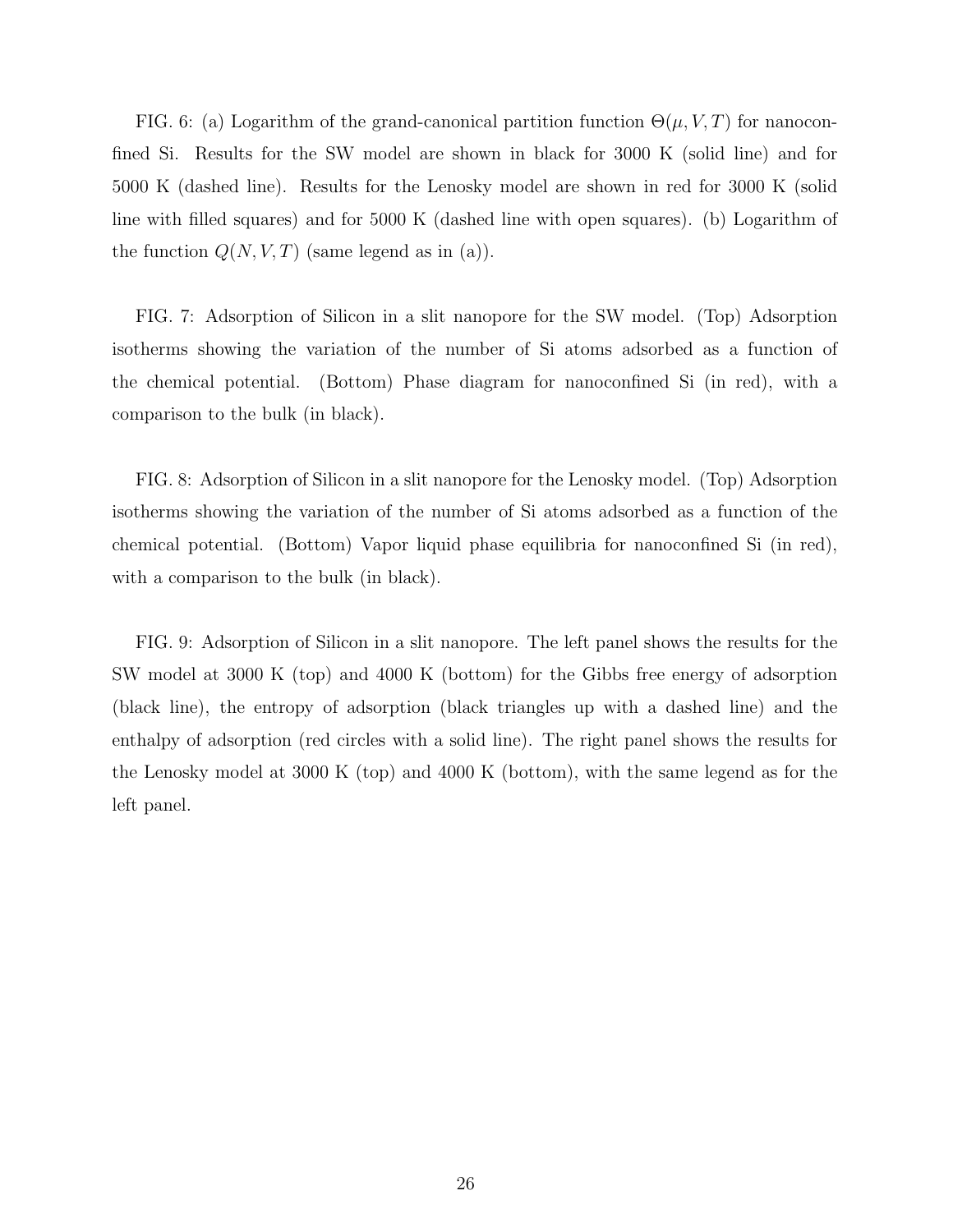FIG. 6: (a) Logarithm of the grand-canonical partition function $\Theta(\mu, V, T)$ for nanoconfined Si. Results for the SW model are shown in black for 3000 K (solid line) and for 5000 K (dashed line). Results for the Lenosky model are shown in red for 3000 K (solid line with filled squares) and for 5000 K (dashed line with open squares). (b) Logarithm of the function $Q(N, V, T)$ (same legend as in (a)).

FIG. 7: Adsorption of Silicon in a slit nanopore for the SW model. (Top) Adsorption isotherms showing the variation of the number of Si atoms adsorbed as a function of the chemical potential. (Bottom) Phase diagram for nanoconfined Si (in red), with a comparison to the bulk (in black).

FIG. 8: Adsorption of Silicon in a slit nanopore for the Lenosky model. (Top) Adsorption isotherms showing the variation of the number of Si atoms adsorbed as a function of the chemical potential. (Bottom) Vapor liquid phase equilibria for nanoconfined Si (in red), with a comparison to the bulk (in black).

FIG. 9: Adsorption of Silicon in a slit nanopore. The left panel shows the results for the SW model at 3000 K (top) and 4000 K (bottom) for the Gibbs free energy of adsorption (black line), the entropy of adsorption (black triangles up with a dashed line) and the enthalpy of adsorption (red circles with a solid line). The right panel shows the results for the Lenosky model at 3000 K (top) and 4000 K (bottom), with the same legend as for the left panel.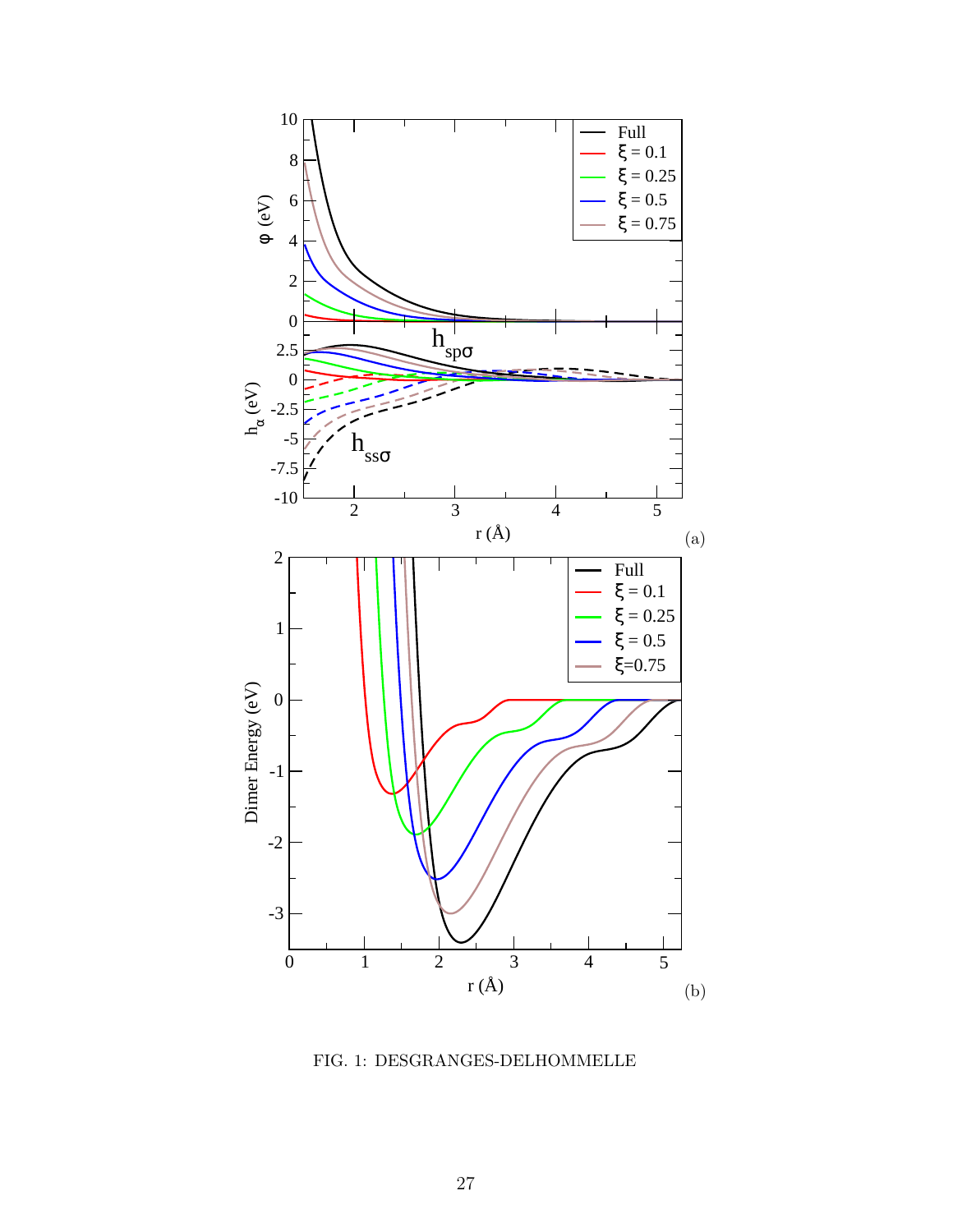FIG. 1: DESGRANGES-DELHOMMELLE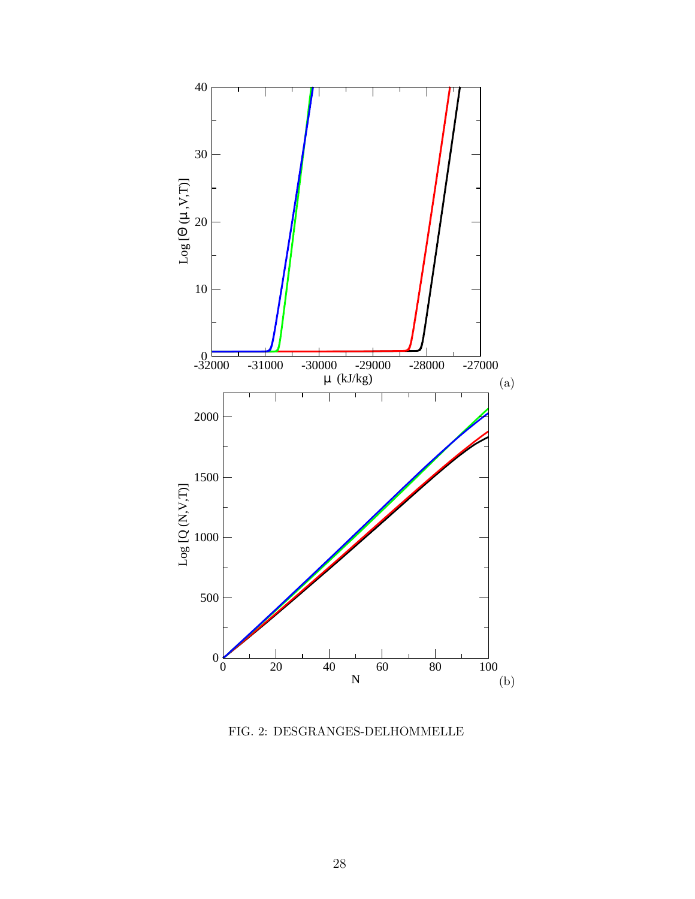FIG. 2: DESGRANGES-DELHOMMELLE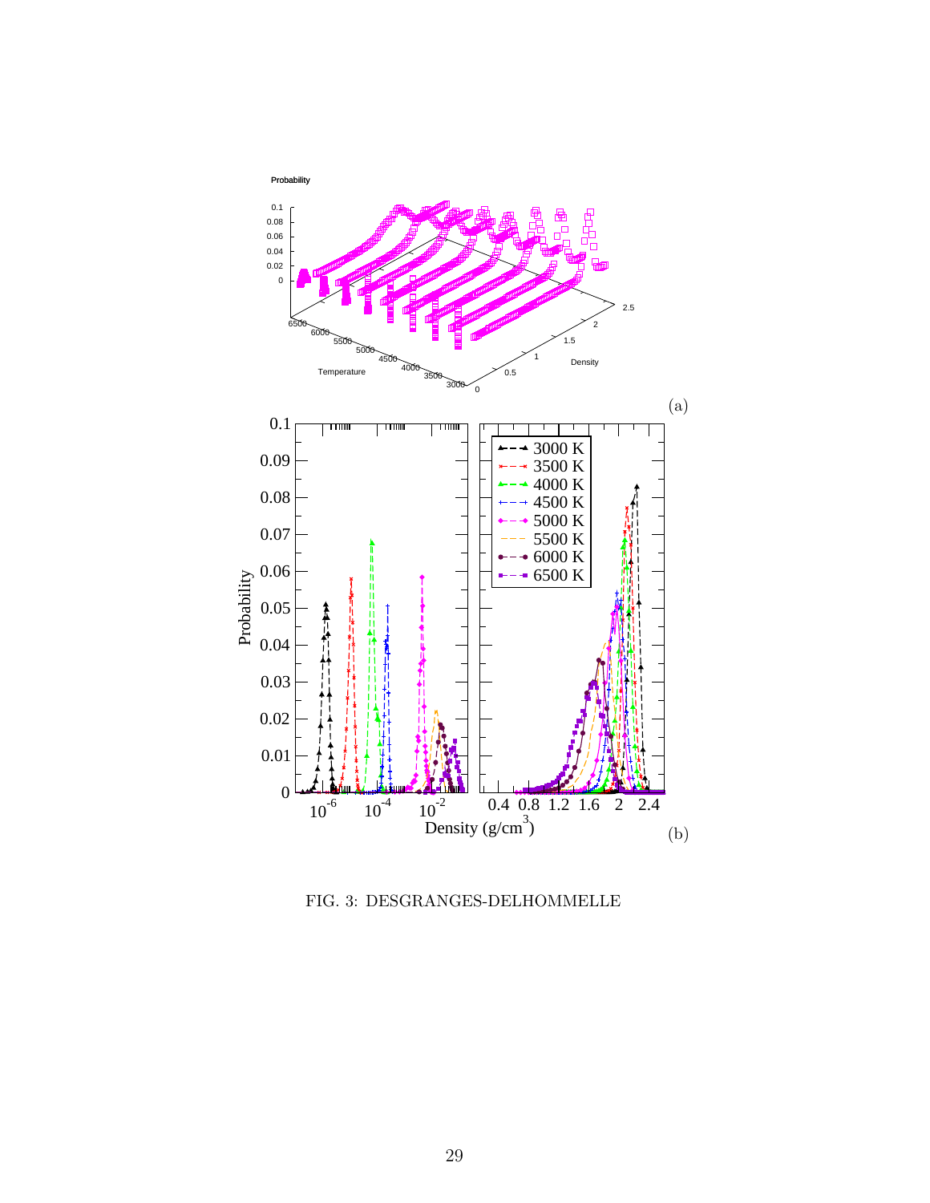FIG. 3: DESGRANGES-DELHOMMELLE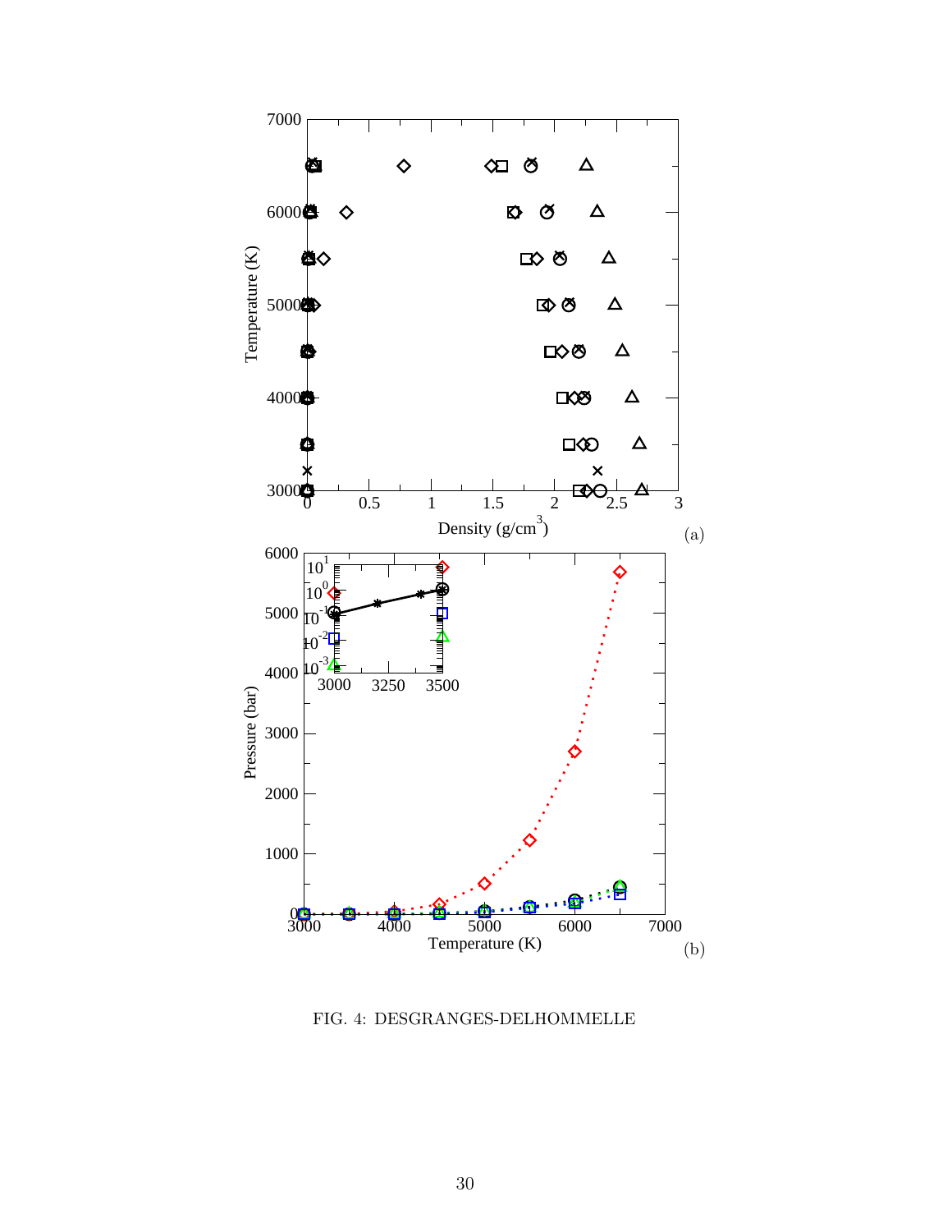FIG. 4: DESGRANGES-DELHOMMELLE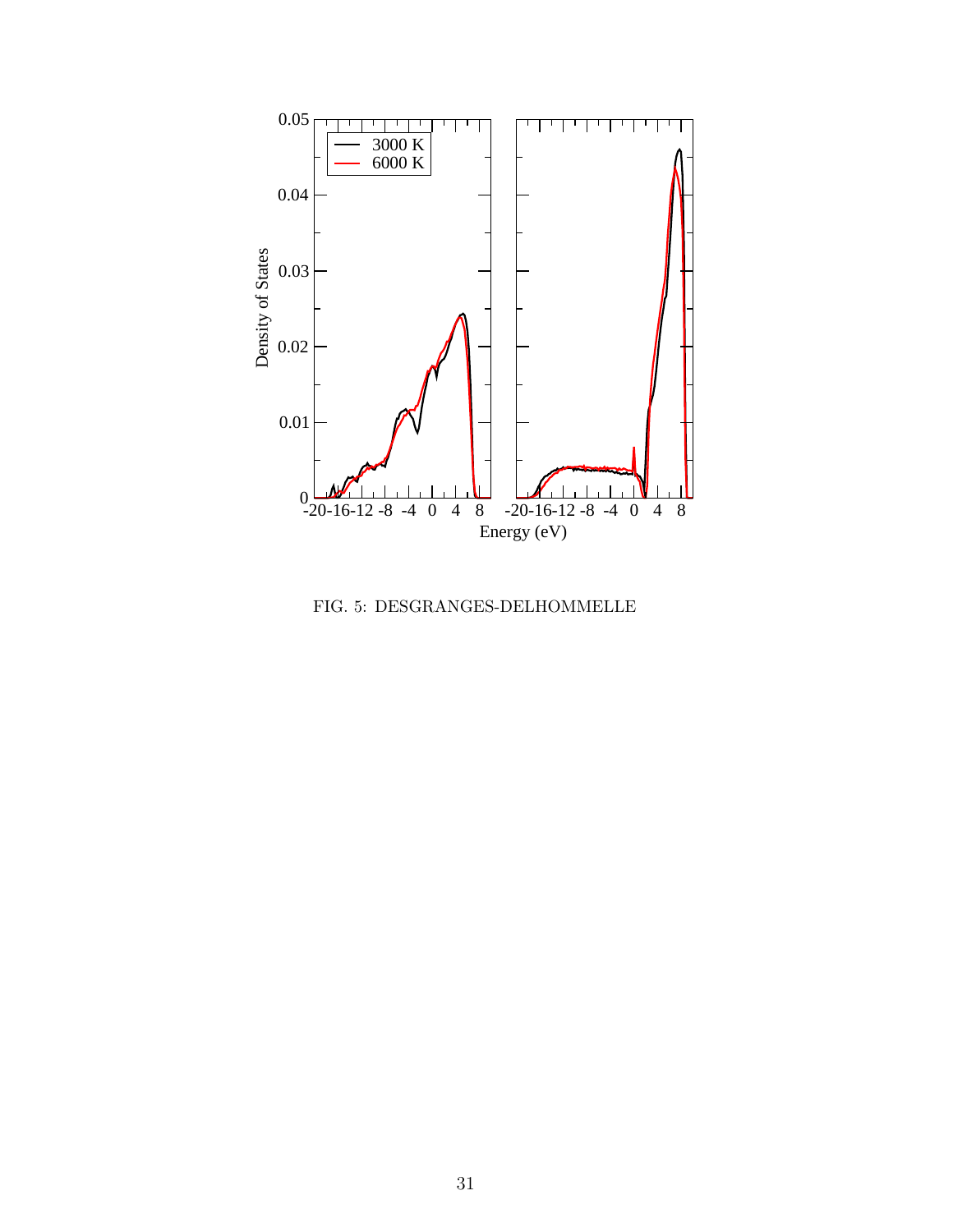FIG. 5: DESGRANGES-DELHOMMELLE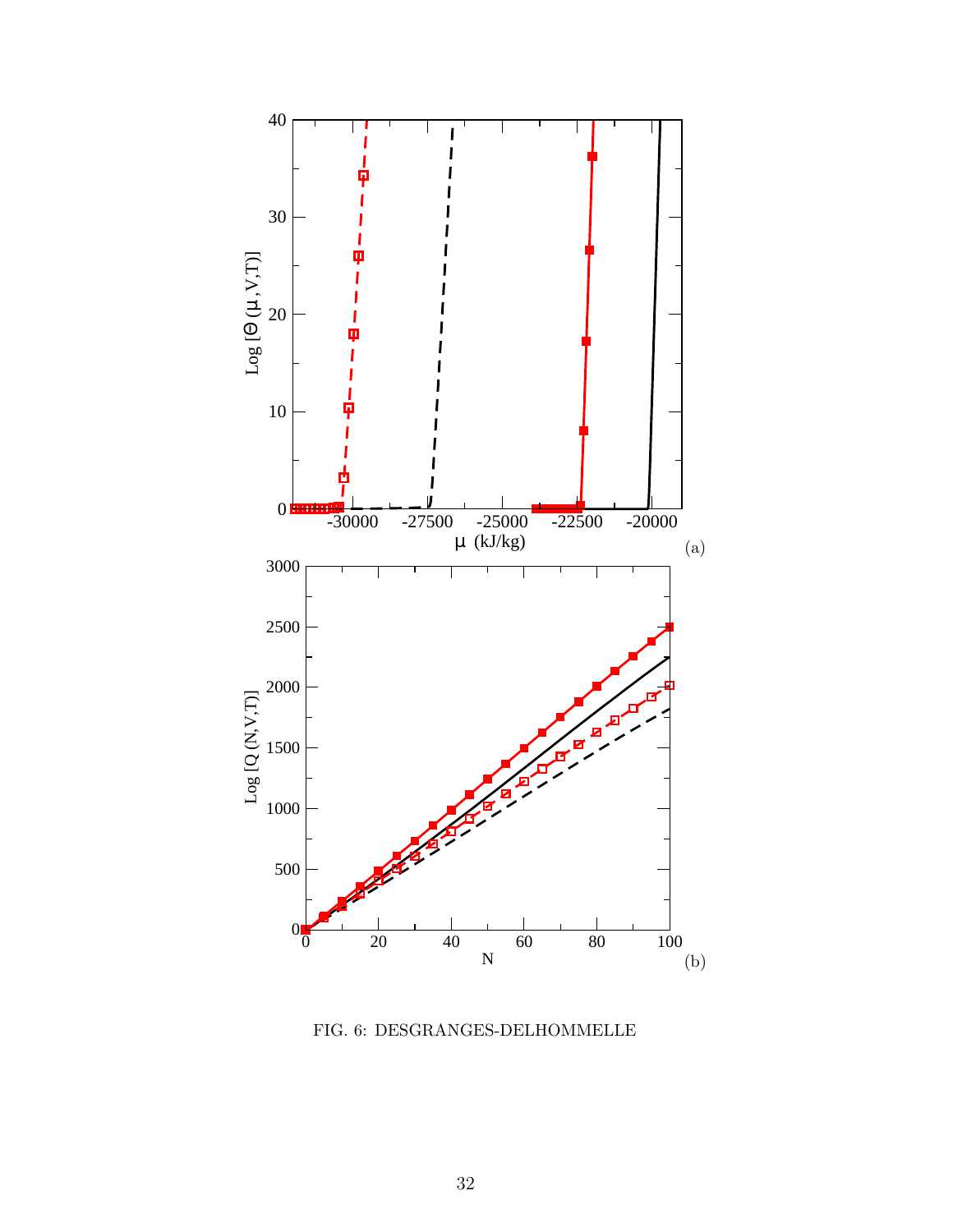FIG. 6: DESGRANGES-DELHOMMELLE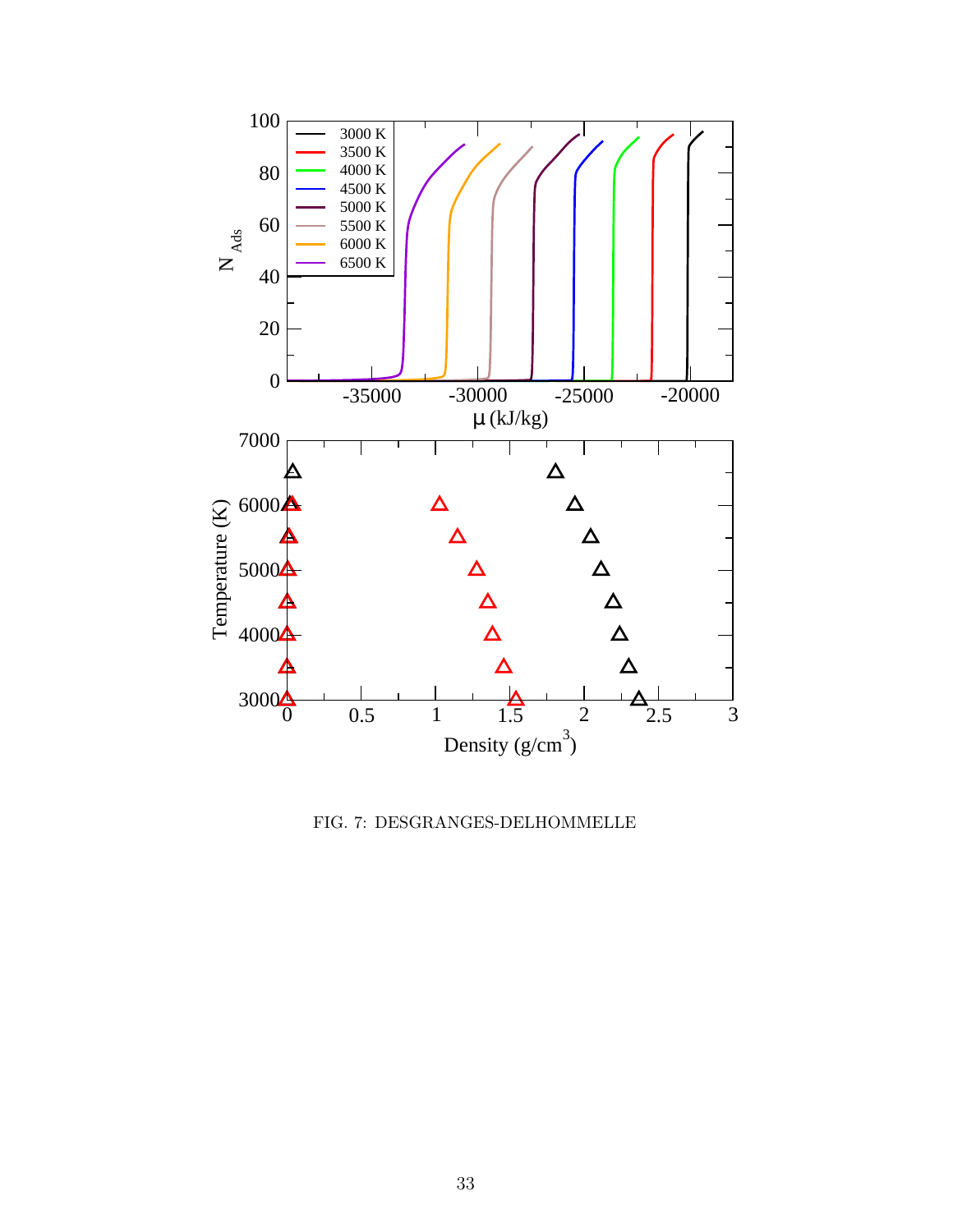FIG. 7: DESGRANGES-DELHOMMELLE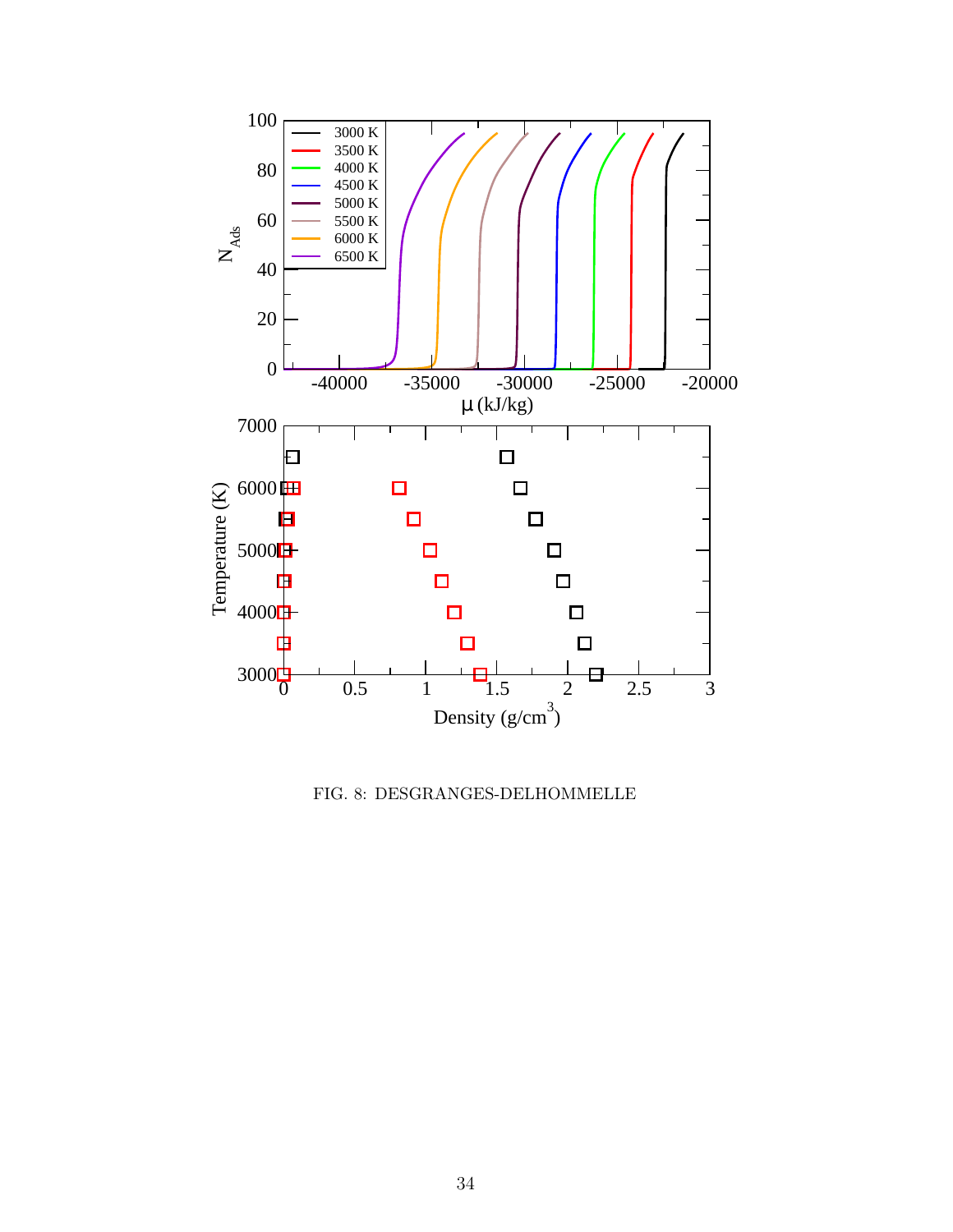FIG. 8: DESGRANGES-DELHOMMELLE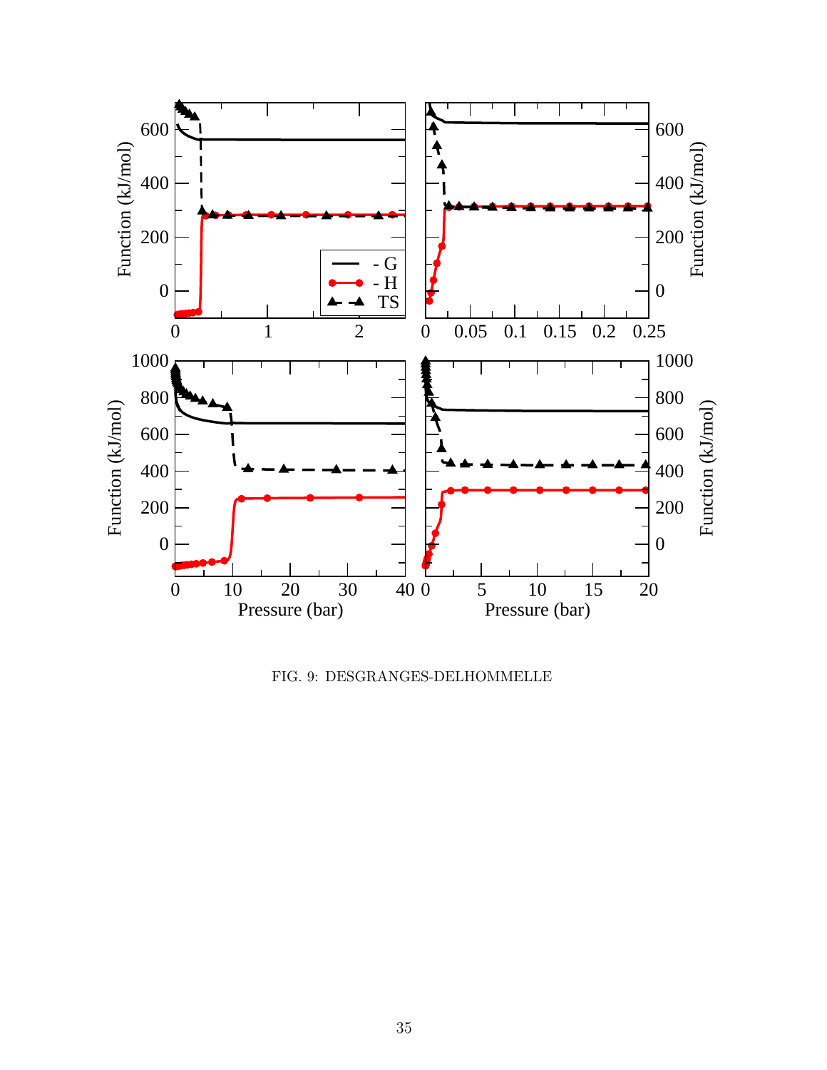FIG. 9: DESGRANGES-DELHOMMELLE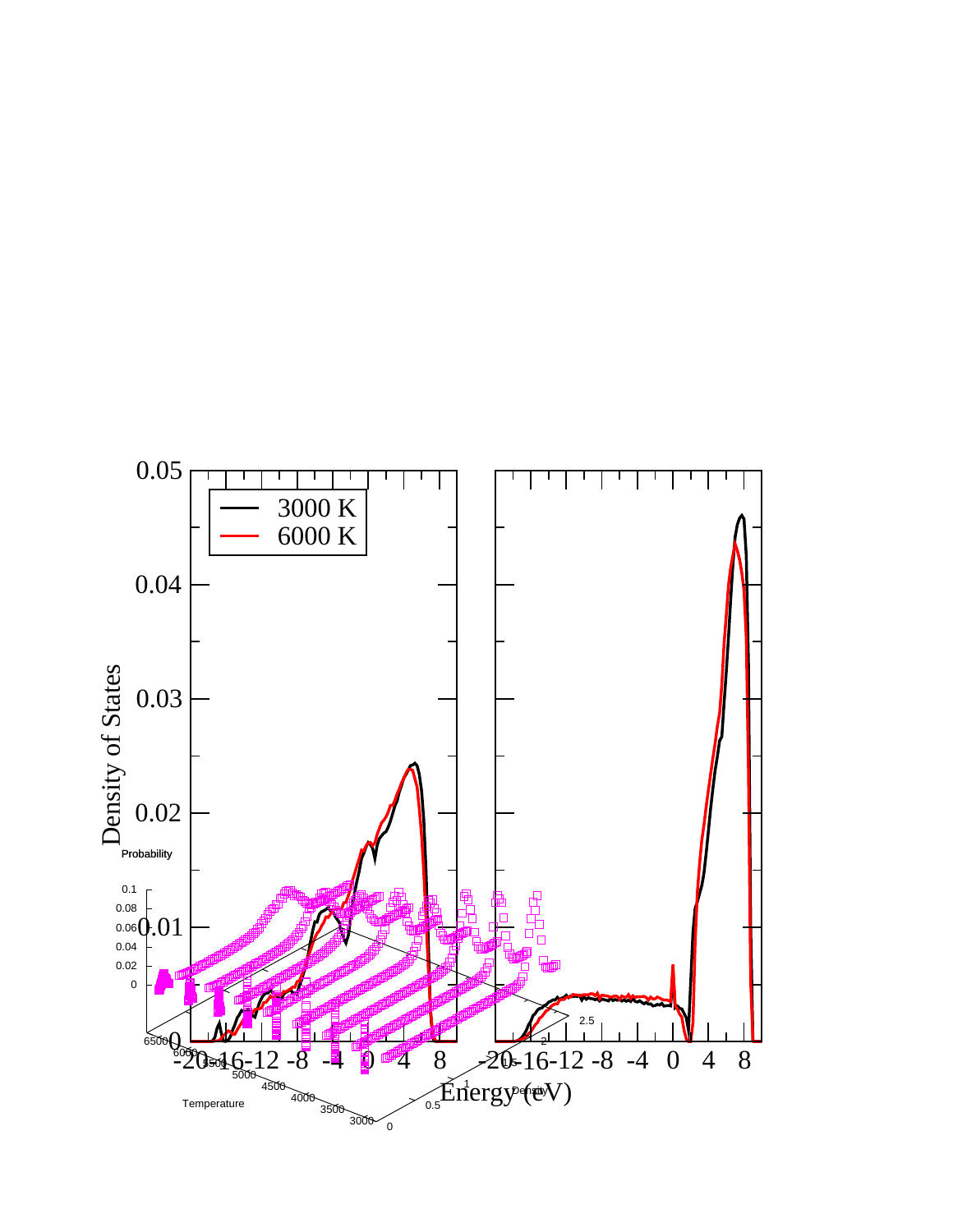0.05

0.04

0.03

0.02

0.01

0

Density of States

3000 K

6000 K

-20 -16 -12 -8 -4 0 4 8

-20 -16 -12 -8 -4 0 4 8

Energy (eV)

Probability

0.1

0.08

0.06

0.04

0.02

0

Temperature

6500

6000

5500

5000

4500

4000

3500

3000

Density

0

0.5

1

1.5

2

2.5